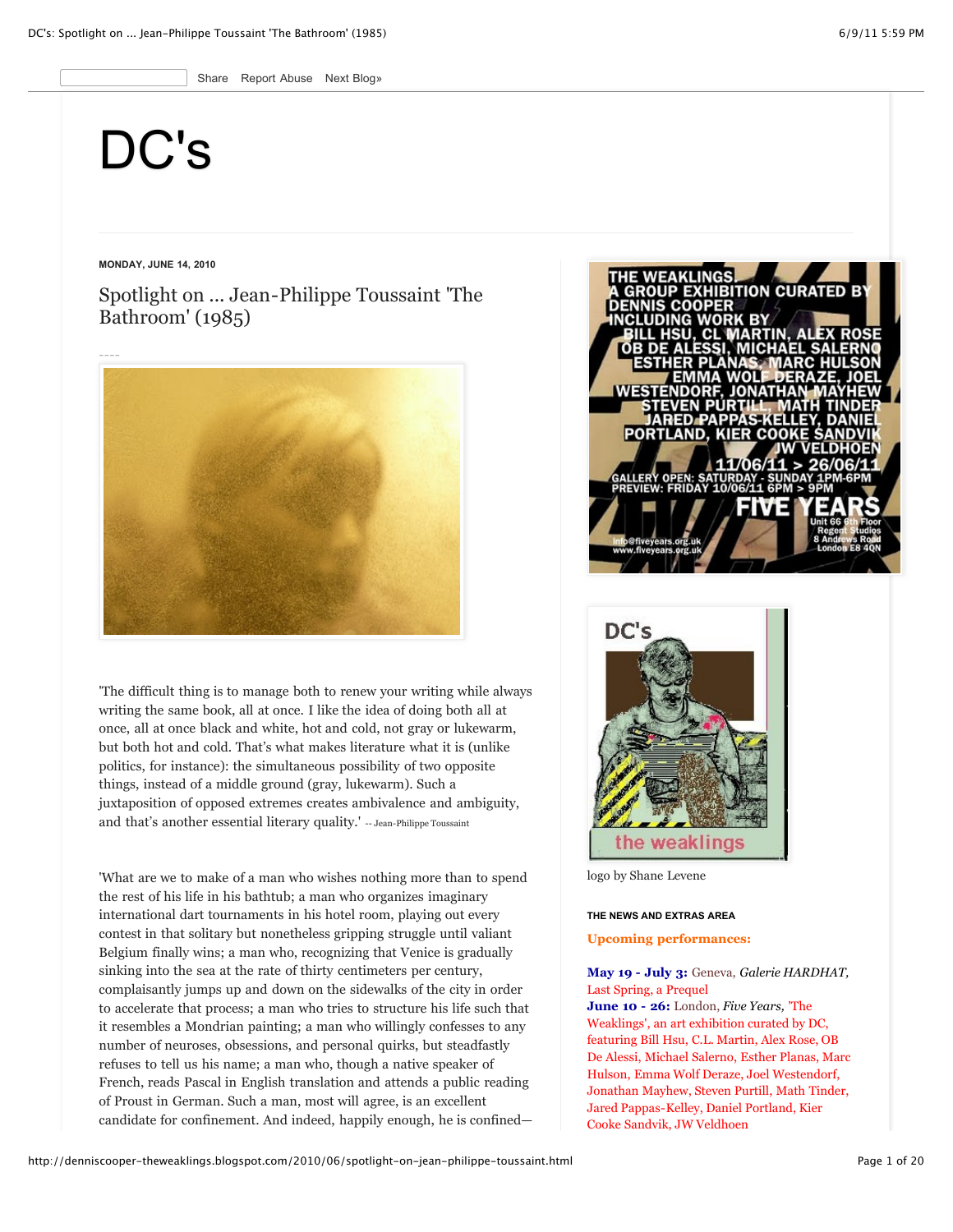Share Report Abuse Next Blog»

# DC's

MONDAY, JUNE 14, 2010

## Spotlight on ... Jean-Philippe Toussaint 'The Bathroom' (1985)

----

'The difficult thing is to manage both to renew your writing while always writing the same book, all at once. I like the idea of doing both all at once, all at once black and white, hot and cold, not gray or lukewarm, but both hot and cold. That's what makes literature what it is (unlike politics, for instance): the simultaneous possibility of two opposite things, instead of a middle ground (gray, lukewarm). Such a juxtaposition of opposed extremes creates ambivalence and ambiguity, and that's another essential literary quality.' -- Jean-Philippe Toussaint

'What are we to make of a man who wishes nothing more than to spend the rest of his life in his bathtub; a man who organizes imaginary international dart tournaments in his hotel room, playing out every contest in that solitary but nonetheless gripping struggle until valiant Belgium finally wins; a man who, recognizing that Venice is gradually sinking into the sea at the rate of thirty centimeters per century, complaisantly jumps up and down on the sidewalks of the city in order to accelerate that process; a man who tries to structure his life such that it resembles a Mondrian painting; a man who willingly confesses to any number of neuroses, obsessions, and personal quirks, but steadfastly refuses to tell us his name; a man who, though a native speaker of French, reads Pascal in English translation and attends a public reading of Proust in German. Such a man, most will agree, is an excellent candidate for confinement. And indeed, happily enough, he is confined—

THE WEAKLINGS
A GROUP EXHIBITION CURATED BY DENNIS COOPER
INCLUDING WORK BY
BILL HSU, CL MARTIN, ALEX ROSE
OB DE ALESSI, MICHAEL SALERNO
ESTHER PLANAS, MARC HULSON
EMMA WOLF DERAZE, JOEL WESTENDORF, JONATHAN MAYHEW
STEVEN PURTILL, MATH TINDER
JARED PAPPAS-KELLEY, DANIEL PORTLAND, KIER COOKE SANDVIK
JW VELDHOEN
11/06/11 > 26/06/11
GALLERY OPEN: SATURDAY - SUNDAY 1PM-6PM
PREVIEW: FRIDAY 10/06/11 6PM > 9PM
FIVE YEARS
Unit 66 6th Floor
Regent Studios
8 Andrews Road
London E8 4QN
info@fiveyears.org.uk
www.fiveyears.org.uk

DC's
the weaklings

logo by Shane Levene

THE NEWS AND EXTRAS AREA

**Upcoming performances:**

**May 19 - July 3:** Geneva, *Galerie HARDHAT*, Last Spring, a Prequel
**June 10 - 26:** London, *Five Years*, 'The Weaklings', an art exhibition curated by DC, featuring Bill Hsu, C.L. Martin, Alex Rose, OB De Alessi, Michael Salerno, Esther Planas, Marc Hulson, Emma Wolf Deraze, Joel Westendorf, Jonathan Mayhew, Steven Purtill, Math Tinder, Jared Pappas-Kelley, Daniel Portland, Kier Cooke Sandvik, JW Veldhoen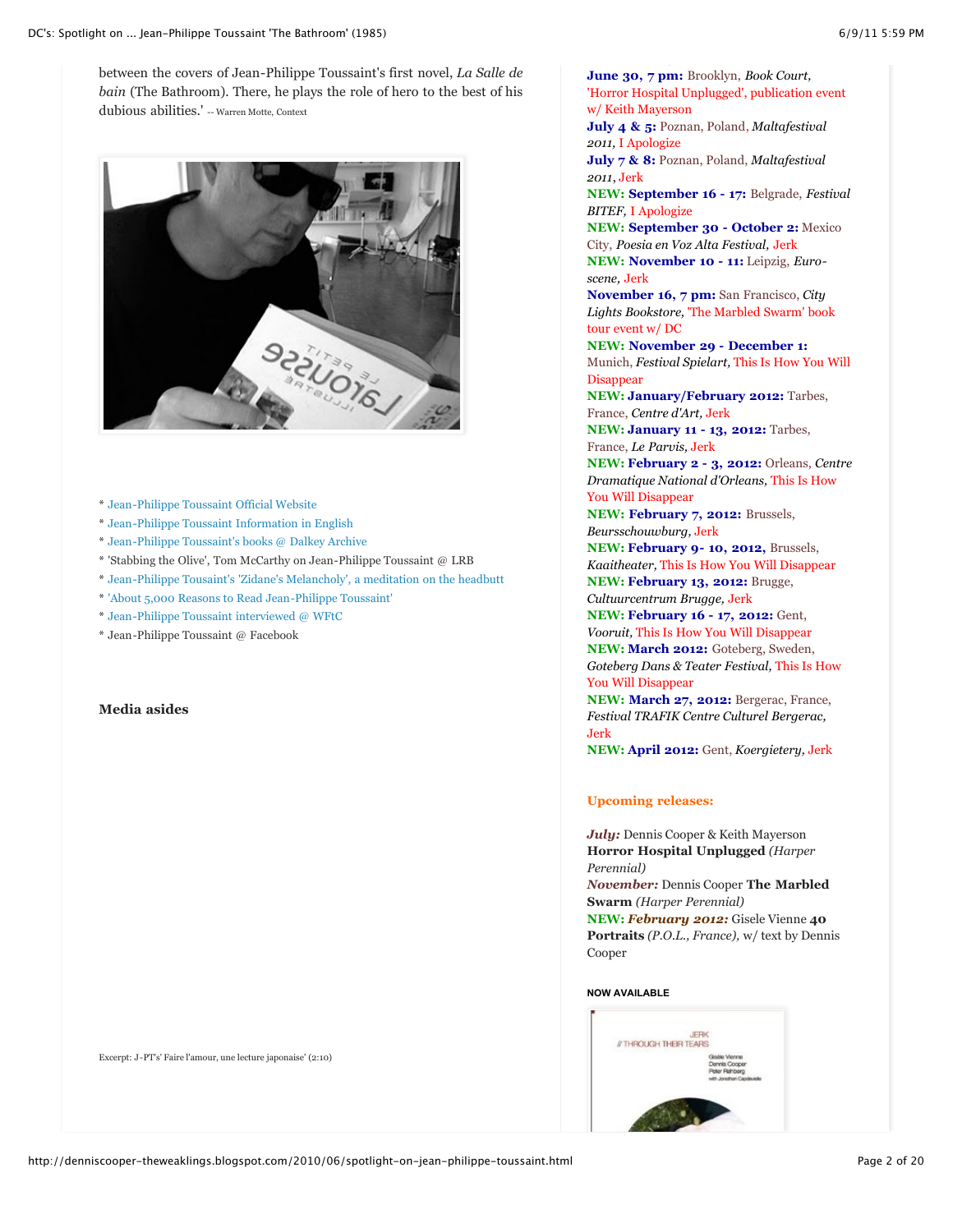between the covers of Jean-Philippe Toussaint's first novel, *La Salle de bain* (The Bathroom). There, he plays the role of hero to the best of his dubious abilities.' -- Warren Motte, Context

* Jean-Philippe Toussaint Official Website
* Jean-Philippe Toussaint Information in English
* Jean-Philippe Toussaint's books @ Dalkey Archive
* 'Stabbing the Olive', Tom McCarthy on Jean-Philippe Toussaint @ LRB
* Jean-Philippe Tousaint's 'Zidane's Melancholy', a meditation on the headbutt
* 'About 5,000 Reasons to Read Jean-Philippe Toussaint'
* Jean-Philippe Toussaint interviewed @ WFtC
* Jean-Philippe Toussaint @ Facebook

**Media asides**

Excerpt: J-PT's' Faire l'amour, une lecture japonaise' (2:10)

**June 30, 7 pm:** Brooklyn, *Book Court,* 'Horror Hospital Unplugged', publication event w/ Keith Mayerson
**July 4 & 5:** Poznan, Poland, *Maltafestival 2011,* I Apologize
**July 7 & 8:** Poznan, Poland, *Maltafestival 2011,* Jerk
**NEW: September 16 - 17:** Belgrade, *Festival BITEF,* I Apologize
**NEW: September 30 - October 2:** Mexico City, *Poesia en Voz Alta Festival,* Jerk
**NEW: November 10 - 11:** Leipzig, *Euro-scene,* Jerk
**November 16, 7 pm:** San Francisco, *City Lights Bookstore,* 'The Marbled Swarm' book tour event w/ DC
**NEW: November 29 - December 1:** Munich, *Festival Spielart,* This Is How You Will Disappear
**NEW: January/February 2012:** Tarbes, France, *Centre d'Art,* Jerk
**NEW: January 11 - 13, 2012:** Tarbes, France, *Le Parvis,* Jerk
**NEW: February 2 - 3, 2012:** Orleans, *Centre Dramatique National d'Orleans,* This Is How You Will Disappear
**NEW: February 7, 2012:** Brussels, *Beursschouwburg,* Jerk
**NEW: February 9- 10, 2012,** Brussels, *Kaaitheater,* This Is How You Will Disappear
**NEW: February 13, 2012:** Brugge, *Cultuurcentrum Brugge,* Jerk
**NEW: February 16 - 17, 2012:** Gent, *Vooruit,* This Is How You Will Disappear
**NEW: March 2012:** Goteberg, Sweden, *Goteberg Dans & Teater Festival,* This Is How You Will Disappear
**NEW: March 27, 2012:** Bergerac, France, *Festival TRAFIK Centre Culturel Bergerac,* Jerk
**NEW: April 2012:** Gent, *Koergietery,* Jerk

**Upcoming releases:**

***July:*** Dennis Cooper & Keith Mayerson **Horror Hospital Unplugged** *(Harper Perennial)*
***November:*** Dennis Cooper **The Marbled Swarm** *(Harper Perennial)*
**NEW: *February 2012:*** Gisele Vienne **40 Portraits** *(P.O.L., France),* w/ text by Dennis Cooper

**NOW AVAILABLE**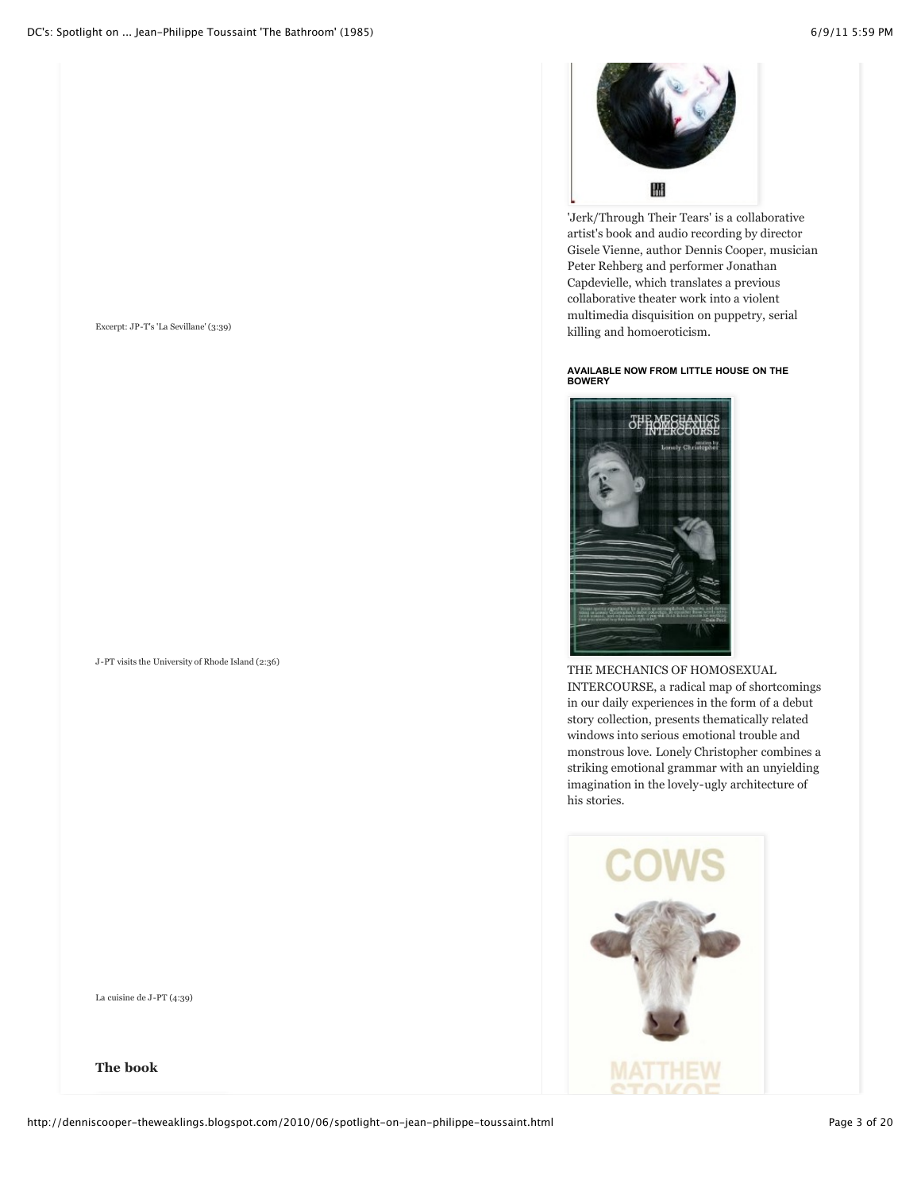Excerpt: JP-T's 'La Sevillane' (3:39)

J-PT visits the University of Rhode Island (2:36)

La cuisine de J-PT (4:39)

**The book**

'Jerk/Through Their Tears' is a collaborative artist's book and audio recording by director Gisele Vienne, author Dennis Cooper, musician Peter Rehberg and performer Jonathan Capdevielle, which translates a previous collaborative theater work into a violent multimedia disquisition on puppetry, serial killing and homoeroticism.

**AVAILABLE NOW FROM LITTLE HOUSE ON THE BOWERY**

THE MECHANICS OF HOMOSEXUAL INTERCOURSE, a radical map of shortcomings in our daily experiences in the form of a debut story collection, presents thematically related windows into serious emotional trouble and monstrous love. Lonely Christopher combines a striking emotional grammar with an unyielding imagination in the lovely-ugly architecture of his stories.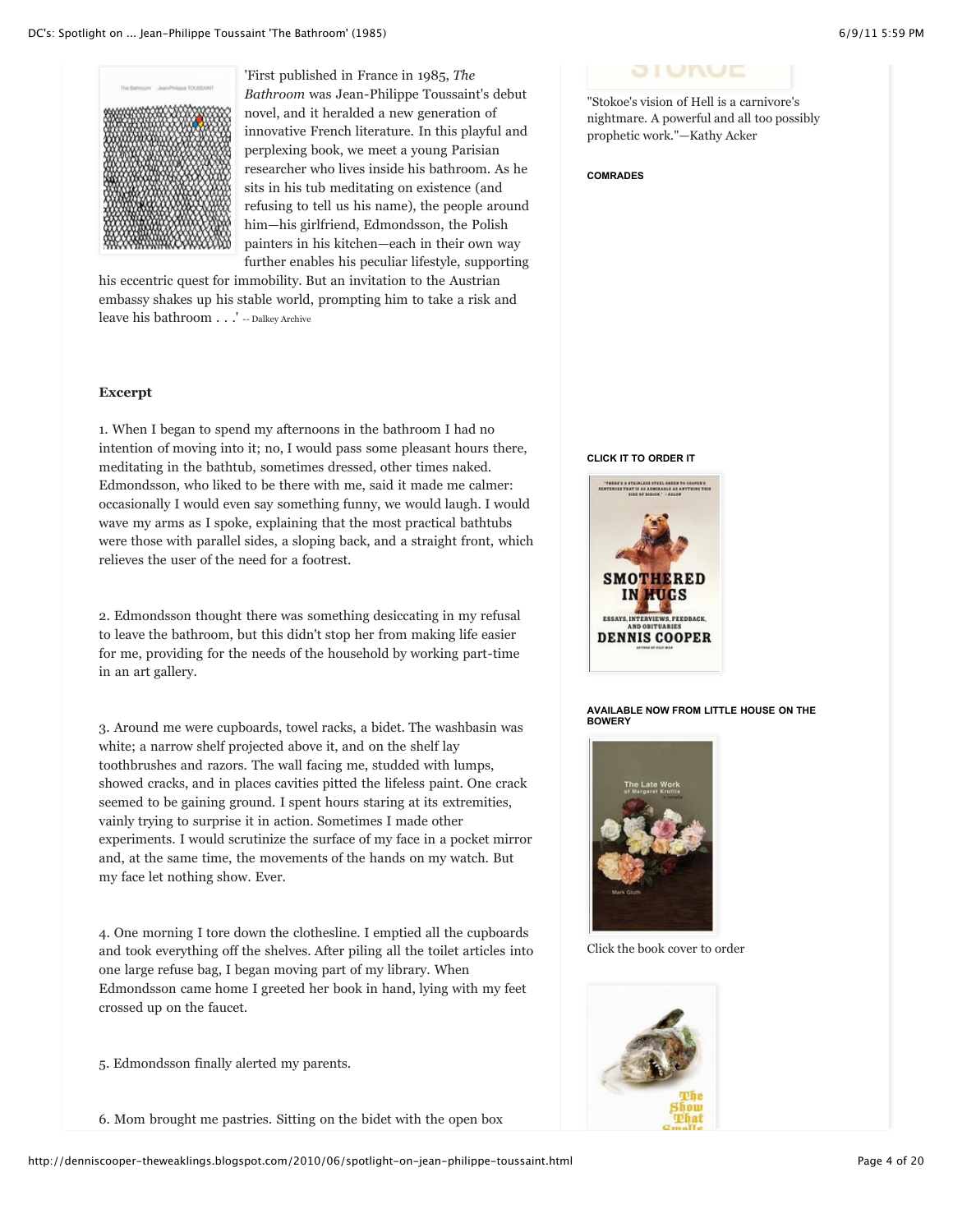'First published in France in 1985, *The Bathroom* was Jean-Philippe Toussaint's debut novel, and it heralded a new generation of innovative French literature. In this playful and perplexing book, we meet a young Parisian researcher who lives inside his bathroom. As he sits in his tub meditating on existence (and refusing to tell us his name), the people around him—his girlfriend, Edmondsson, the Polish painters in his kitchen—each in their own way further enables his peculiar lifestyle, supporting his eccentric quest for immobility. But an invitation to the Austrian embassy shakes up his stable world, prompting him to take a risk and leave his bathroom . . .' -- Dalkey Archive

**Excerpt**

1. When I began to spend my afternoons in the bathroom I had no intention of moving into it; no, I would pass some pleasant hours there, meditating in the bathtub, sometimes dressed, other times naked. Edmondsson, who liked to be there with me, said it made me calmer: occasionally I would even say something funny, we would laugh. I would wave my arms as I spoke, explaining that the most practical bathtubs were those with parallel sides, a sloping back, and a straight front, which relieves the user of the need for a footrest.

2. Edmondsson thought there was something desiccating in my refusal to leave the bathroom, but this didn't stop her from making life easier for me, providing for the needs of the household by working part-time in an art gallery.

3. Around me were cupboards, towel racks, a bidet. The washbasin was white; a narrow shelf projected above it, and on the shelf lay toothbrushes and razors. The wall facing me, studded with lumps, showed cracks, and in places cavities pitted the lifeless paint. One crack seemed to be gaining ground. I spent hours staring at its extremities, vainly trying to surprise it in action. Sometimes I made other experiments. I would scrutinize the surface of my face in a pocket mirror and, at the same time, the movements of the hands on my watch. But my face let nothing show. Ever.

4. One morning I tore down the clothesline. I emptied all the cupboards and took everything off the shelves. After piling all the toilet articles into one large refuse bag, I began moving part of my library. When Edmondsson came home I greeted her book in hand, lying with my feet crossed up on the faucet.

5. Edmondsson finally alerted my parents.

6. Mom brought me pastries. Sitting on the bidet with the open box

"Stokoe's vision of Hell is a carnivore's nightmare. A powerful and all too possibly prophetic work."—Kathy Acker

COMRADES

CLICK IT TO ORDER IT

AVAILABLE NOW FROM LITTLE HOUSE ON THE BOWERY

Click the book cover to order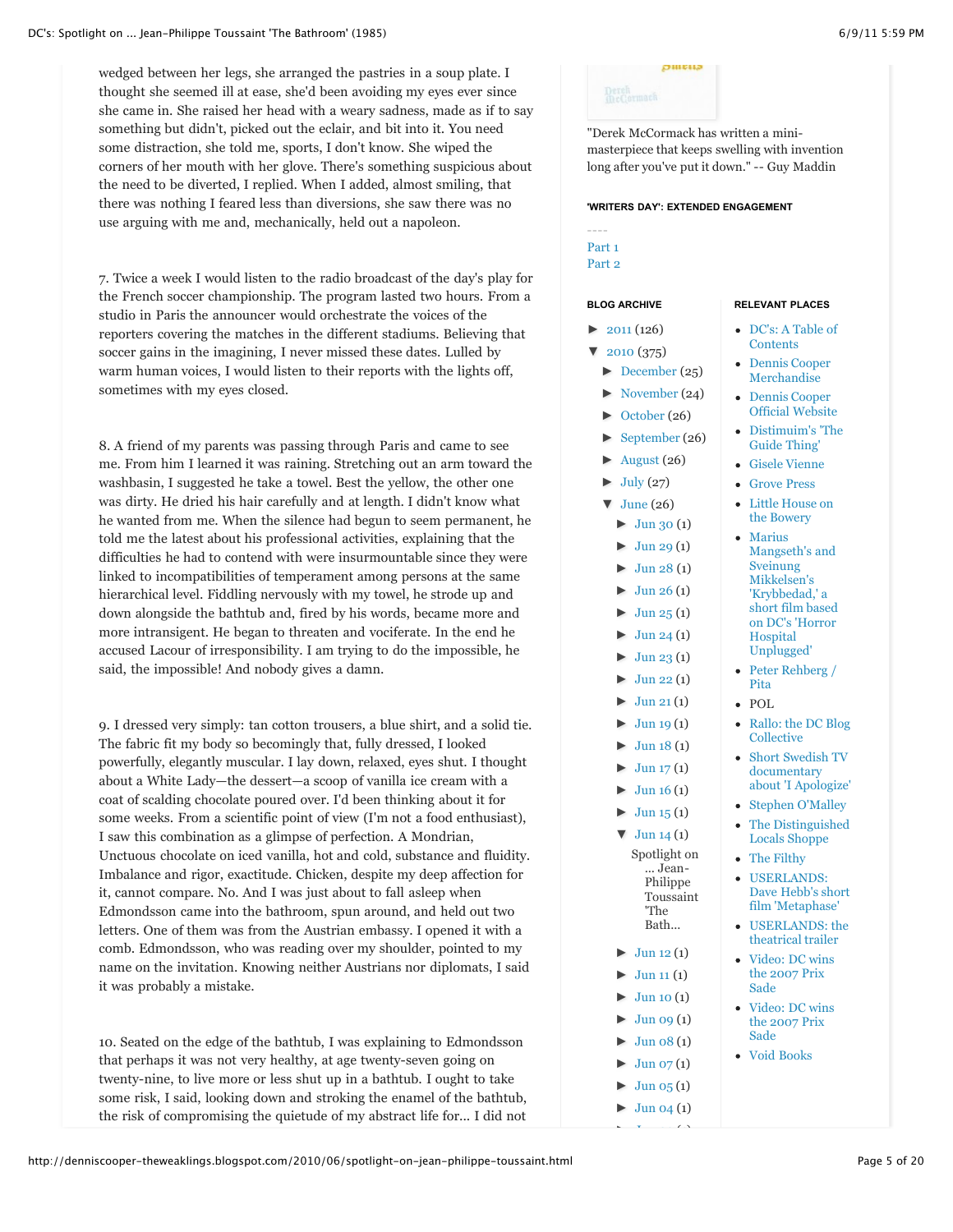wedged between her legs, she arranged the pastries in a soup plate. I thought she seemed ill at ease, she'd been avoiding my eyes ever since she came in. She raised her head with a weary sadness, made as if to say something but didn't, picked out the eclair, and bit into it. You need some distraction, she told me, sports, I don't know. She wiped the corners of her mouth with her glove. There's something suspicious about the need to be diverted, I replied. When I added, almost smiling, that there was nothing I feared less than diversions, she saw there was no use arguing with me and, mechanically, held out a napoleon.

7. Twice a week I would listen to the radio broadcast of the day's play for the French soccer championship. The program lasted two hours. From a studio in Paris the announcer would orchestrate the voices of the reporters covering the matches in the different stadiums. Believing that soccer gains in the imagining, I never missed these dates. Lulled by warm human voices, I would listen to their reports with the lights off, sometimes with my eyes closed.

8. A friend of my parents was passing through Paris and came to see me. From him I learned it was raining. Stretching out an arm toward the washbasin, I suggested he take a towel. Best the yellow, the other one was dirty. He dried his hair carefully and at length. I didn't know what he wanted from me. When the silence had begun to seem permanent, he told me the latest about his professional activities, explaining that the difficulties he had to contend with were insurmountable since they were linked to incompatibilities of temperament among persons at the same hierarchical level. Fiddling nervously with my towel, he strode up and down alongside the bathtub and, fired by his words, became more and more intransigent. He began to threaten and vociferate. In the end he accused Lacour of irresponsibility. I am trying to do the impossible, he said, the impossible! And nobody gives a damn.

9. I dressed very simply: tan cotton trousers, a blue shirt, and a solid tie. The fabric fit my body so becomingly that, fully dressed, I looked powerfully, elegantly muscular. I lay down, relaxed, eyes shut. I thought about a White Lady—the dessert—a scoop of vanilla ice cream with a coat of scalding chocolate poured over. I'd been thinking about it for some weeks. From a scientific point of view (I'm not a food enthusiast), I saw this combination as a glimpse of perfection. A Mondrian, Unctuous chocolate on iced vanilla, hot and cold, substance and fluidity. Imbalance and rigor, exactitude. Chicken, despite my deep affection for it, cannot compare. No. And I was just about to fall asleep when Edmondsson came into the bathroom, spun around, and held out two letters. One of them was from the Austrian embassy. I opened it with a comb. Edmondsson, who was reading over my shoulder, pointed to my name on the invitation. Knowing neither Austrians nor diplomats, I said it was probably a mistake.

10. Seated on the edge of the bathtub, I was explaining to Edmondsson that perhaps it was not very healthy, at age twenty-seven going on twenty-nine, to live more or less shut up in a bathtub. I ought to take some risk, I said, looking down and stroking the enamel of the bathtub, the risk of compromising the quietude of my abstract life for... I did not

"Derek McCormack has written a mini-masterpiece that keeps swelling with invention long after you've put it down." -- Guy Maddin

**'WRITERS DAY': EXTENDED ENGAGEMENT**

----
Part 1
Part 2

**BLOG ARCHIVE**

- ► 2011 (126)
- ▼ 2010 (375)
  - ► December (25)
  - ► November (24)
  - ► October (26)
  - ► September (26)
  - ► August (26)
  - ► July (27)
  - ▼ June (26)
    - ► Jun 30 (1)
    - ► Jun 29 (1)
    - ► Jun 28 (1)
    - ► Jun 26 (1)
    - ► Jun 25 (1)
    - ► Jun 24 (1)
    - ► Jun 23 (1)
    - ► Jun 22 (1)
    - ► Jun 21 (1)
    - ► Jun 19 (1)
    - ► Jun 18 (1)
    - ► Jun 17 (1)
    - ► Jun 16 (1)
    - ► Jun 15 (1)
    - ▼ Jun 14 (1)
      - Spotlight on ... Jean-Philippe Toussaint 'The Bath...
    - ► Jun 12 (1)
    - ► Jun 11 (1)
    - ► Jun 10 (1)
    - ► Jun 09 (1)
    - ► Jun 08 (1)
    - ► Jun 07 (1)
    - ► Jun 05 (1)
    - ► Jun 04 (1)

**RELEVANT PLACES**

- DC's: A Table of Contents
- Dennis Cooper Merchandise
- Dennis Cooper Official Website
- Distimuim's 'The Guide Thing'
- Gisele Vienne
- Grove Press
- Little House on the Bowery
- Marius Mangseth's and Sveinung Mikkelsen's 'Krybbedad,' a short film based on DC's 'Horror Hospital Unplugged'
- Peter Rehberg / Pita
- POL
- Rallo: the DC Blog Collective
- Short Swedish TV documentary about 'I Apologize'
- Stephen O'Malley
- The Distinguished Locals Shoppe
- The Filthy
- USERLANDS: Dave Hebb's short film 'Metaphase'
- USERLANDS: the theatrical trailer
- Video: DC wins the 2007 Prix Sade
- Video: DC wins the 2007 Prix Sade
- Void Books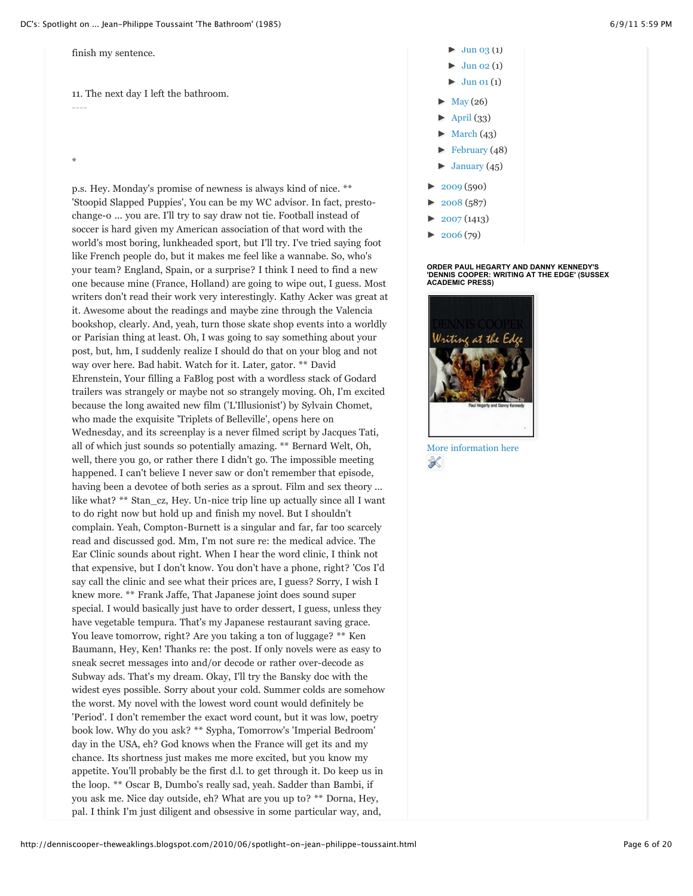finish my sentence.

11. The next day I left the bathroom.

----

*

p.s. Hey. Monday's promise of newness is always kind of nice. ** 'Stoopid Slapped Puppies', You can be my WC advisor. In fact, presto-change-o ... you are. I'll try to say draw not tie. Football instead of soccer is hard given my American association of that word with the world's most boring, lunkheaded sport, but I'll try. I've tried saying foot like French people do, but it makes me feel like a wannabe. So, who's your team? England, Spain, or a surprise? I think I need to find a new one because mine (France, Holland) are going to wipe out, I guess. Most writers don't read their work very interestingly. Kathy Acker was great at it. Awesome about the readings and maybe zine through the Valencia bookshop, clearly. And, yeah, turn those skate shop events into a worldly or Parisian thing at least. Oh, I was going to say something about your post, but, hm, I suddenly realize I should do that on your blog and not way over here. Bad habit. Watch for it. Later, gator. ** David Ehrenstein, Your filling a FaBlog post with a wordless stack of Godard trailers was strangely or maybe not so strangely moving. Oh, I'm excited because the long awaited new film ('L'Illusionist') by Sylvain Chomet, who made the exquisite 'Triplets of Belleville', opens here on Wednesday, and its screenplay is a never filmed script by Jacques Tati, all of which just sounds so potentially amazing. ** Bernard Welt, Oh, well, there you go, or rather there I didn't go. The impossible meeting happened. I can't believe I never saw or don't remember that episode, having been a devotee of both series as a sprout. Film and sex theory ... like what? ** Stan_cz, Hey. Un-nice trip line up actually since all I want to do right now but hold up and finish my novel. But I shouldn't complain. Yeah, Compton-Burnett is a singular and far, far too scarcely read and discussed god. Mm, I'm not sure re: the medical advice. The Ear Clinic sounds about right. When I hear the word clinic, I think not that expensive, but I don't know. You don't have a phone, right? 'Cos I'd say call the clinic and see what their prices are, I guess? Sorry, I wish I knew more. ** Frank Jaffe, That Japanese joint does sound super special. I would basically just have to order dessert, I guess, unless they have vegetable tempura. That's my Japanese restaurant saving grace. You leave tomorrow, right? Are you taking a ton of luggage? ** Ken Baumann, Hey, Ken! Thanks re: the post. If only novels were as easy to sneak secret messages into and/or decode or rather over-decode as Subway ads. That's my dream. Okay, I'll try the Bansky doc with the widest eyes possible. Sorry about your cold. Summer colds are somehow the worst. My novel with the lowest word count would definitely be 'Period'. I don't remember the exact word count, but it was low, poetry book low. Why do you ask? ** Sypha, Tomorrow's 'Imperial Bedroom' day in the USA, eh? God knows when the France will get its and my chance. Its shortness just makes me more excited, but you know my appetite. You'll probably be the first d.l. to get through it. Do keep us in the loop. ** Oscar B, Dumbo's really sad, yeah. Sadder than Bambi, if you ask me. Nice day outside, eh? What are you up to? ** Dorna, Hey, pal. I think I'm just diligent and obsessive in some particular way, and,

- ► Jun 03 (1)
- ► Jun 02 (1)
- ► Jun 01 (1)
- ► May (26)
- ► April (33)
- ► March (43)
- ► February (48)
- ► January (45)
- ► 2009 (590)
- ► 2008 (587)
- ► 2007 (1413)
- ► 2006 (79)

**ORDER PAUL HEGARTY AND DANNY KENNEDY'S 'DENNIS COOPER: WRITING AT THE EDGE' (SUSSEX ACADEMIC PRESS)**

More information here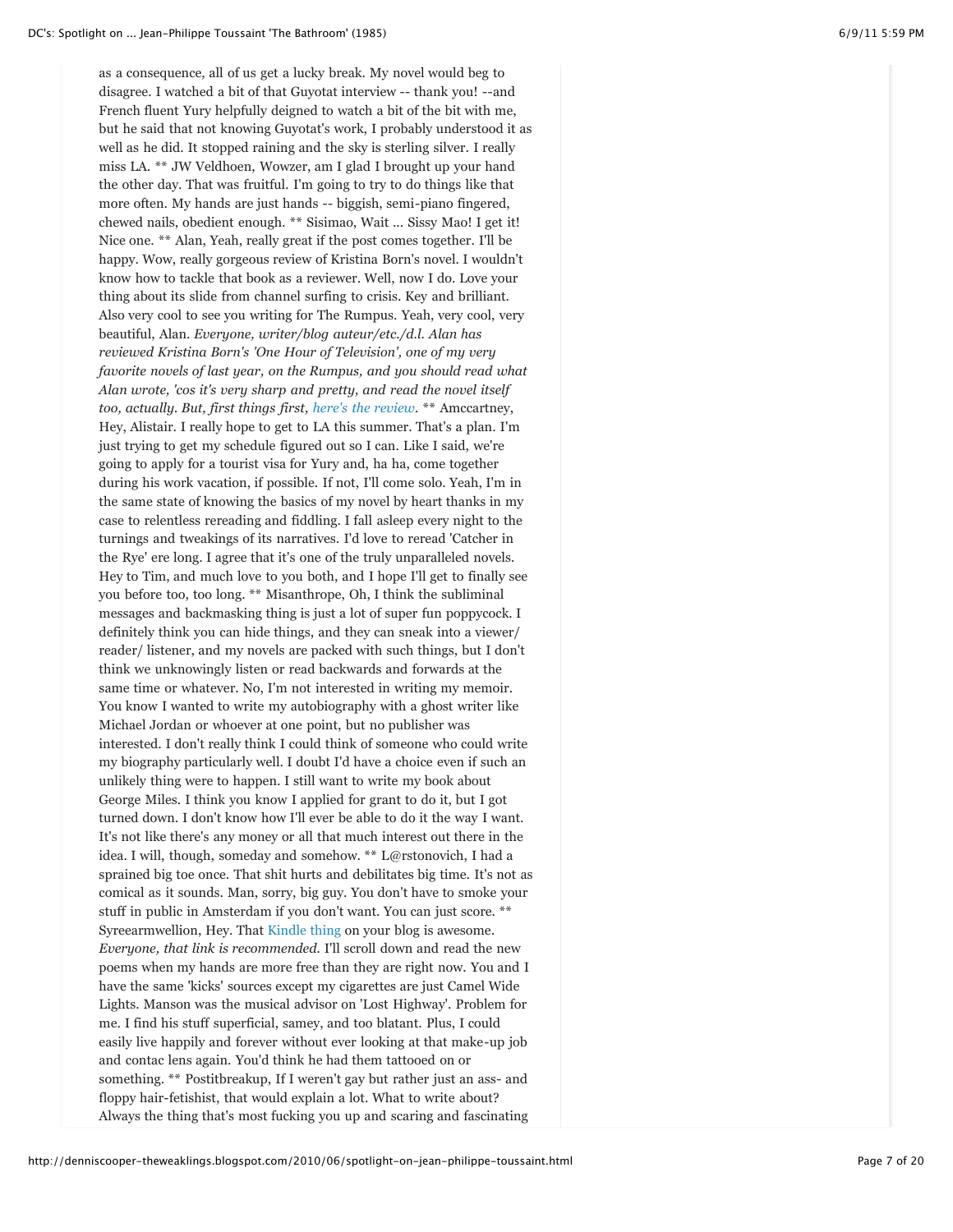as a consequence, all of us get a lucky break. My novel would beg to disagree. I watched a bit of that Guyotat interview -- thank you! --and French fluent Yury helpfully deigned to watch a bit of the bit with me, but he said that not knowing Guyotat's work, I probably understood it as well as he did. It stopped raining and the sky is sterling silver. I really miss LA. ** JW Veldhoen, Wowzer, am I glad I brought up your hand the other day. That was fruitful. I'm going to try to do things like that more often. My hands are just hands -- biggish, semi-piano fingered, chewed nails, obedient enough. ** Sisimao, Wait ... Sissy Mao! I get it! Nice one. ** Alan, Yeah, really great if the post comes together. I'll be happy. Wow, really gorgeous review of Kristina Born's novel. I wouldn't know how to tackle that book as a reviewer. Well, now I do. Love your thing about its slide from channel surfing to crisis. Key and brilliant. Also very cool to see you writing for The Rumpus. Yeah, very cool, very beautiful, Alan. *Everyone, writer/blog auteur/etc./d.l. Alan has reviewed Kristina Born's 'One Hour of Television', one of my very favorite novels of last year, on the Rumpus, and you should read what Alan wrote, 'cos it's very sharp and pretty, and read the novel itself too, actually. But, first things first, here's the review.* ** Amccartney, Hey, Alistair. I really hope to get to LA this summer. That's a plan. I'm just trying to get my schedule figured out so I can. Like I said, we're going to apply for a tourist visa for Yury and, ha ha, come together during his work vacation, if possible. If not, I'll come solo. Yeah, I'm in the same state of knowing the basics of my novel by heart thanks in my case to relentless rereading and fiddling. I fall asleep every night to the turnings and tweakings of its narratives. I'd love to reread 'Catcher in the Rye' ere long. I agree that it's one of the truly unparalleled novels. Hey to Tim, and much love to you both, and I hope I'll get to finally see you before too, too long. ** Misanthrope, Oh, I think the subliminal messages and backmasking thing is just a lot of super fun poppycock. I definitely think you can hide things, and they can sneak into a viewer/ reader/ listener, and my novels are packed with such things, but I don't think we unknowingly listen or read backwards and forwards at the same time or whatever. No, I'm not interested in writing my memoir. You know I wanted to write my autobiography with a ghost writer like Michael Jordan or whoever at one point, but no publisher was interested. I don't really think I could think of someone who could write my biography particularly well. I doubt I'd have a choice even if such an unlikely thing were to happen. I still want to write my book about George Miles. I think you know I applied for grant to do it, but I got turned down. I don't know how I'll ever be able to do it the way I want. It's not like there's any money or all that much interest out there in the idea. I will, though, someday and somehow. ** L@rstonovich, I had a sprained big toe once. That shit hurts and debilitates big time. It's not as comical as it sounds. Man, sorry, big guy. You don't have to smoke your stuff in public in Amsterdam if you don't want. You can just score. ** Syreearmwellion, Hey. That Kindle thing on your blog is awesome. *Everyone, that link is recommended.* I'll scroll down and read the new poems when my hands are more free than they are right now. You and I have the same 'kicks' sources except my cigarettes are just Camel Wide Lights. Manson was the musical advisor on 'Lost Highway'. Problem for me. I find his stuff superficial, samey, and too blatant. Plus, I could easily live happily and forever without ever looking at that make-up job and contac lens again. You'd think he had them tattooed on or something. ** Postitbreakup, If I weren't gay but rather just an ass- and floppy hair-fetishist, that would explain a lot. What to write about? Always the thing that's most fucking you up and scaring and fascinating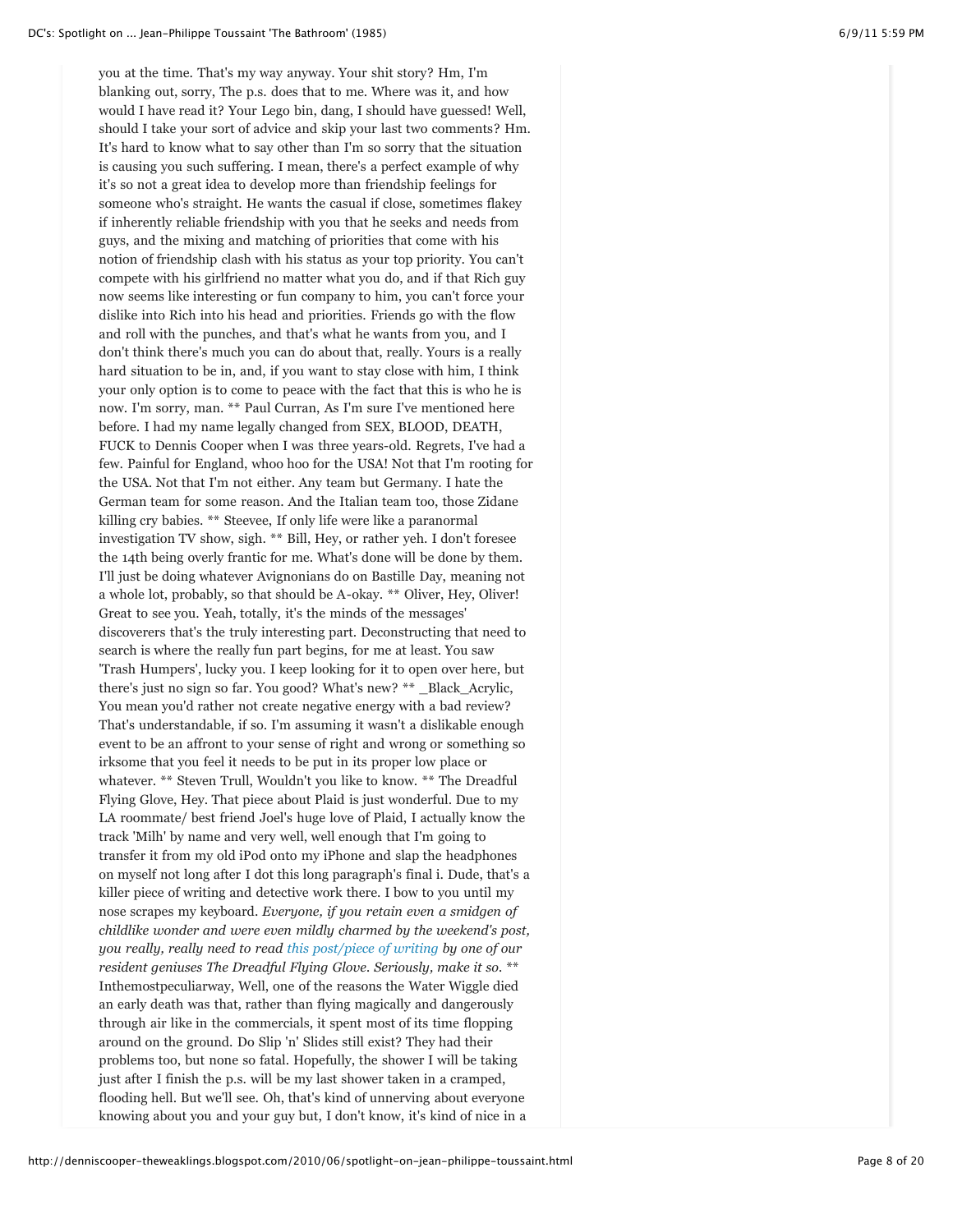you at the time. That's my way anyway. Your shit story? Hm, I'm blanking out, sorry, The p.s. does that to me. Where was it, and how would I have read it? Your Lego bin, dang, I should have guessed! Well, should I take your sort of advice and skip your last two comments? Hm. It's hard to know what to say other than I'm so sorry that the situation is causing you such suffering. I mean, there's a perfect example of why it's so not a great idea to develop more than friendship feelings for someone who's straight. He wants the casual if close, sometimes flakey if inherently reliable friendship with you that he seeks and needs from guys, and the mixing and matching of priorities that come with his notion of friendship clash with his status as your top priority. You can't compete with his girlfriend no matter what you do, and if that Rich guy now seems like interesting or fun company to him, you can't force your dislike into Rich into his head and priorities. Friends go with the flow and roll with the punches, and that's what he wants from you, and I don't think there's much you can do about that, really. Yours is a really hard situation to be in, and, if you want to stay close with him, I think your only option is to come to peace with the fact that this is who he is now. I'm sorry, man. ** Paul Curran, As I'm sure I've mentioned here before. I had my name legally changed from SEX, BLOOD, DEATH, FUCK to Dennis Cooper when I was three years-old. Regrets, I've had a few. Painful for England, whoo hoo for the USA! Not that I'm rooting for the USA. Not that I'm not either. Any team but Germany. I hate the German team for some reason. And the Italian team too, those Zidane killing cry babies. ** Steevee, If only life were like a paranormal investigation TV show, sigh. ** Bill, Hey, or rather yeh. I don't foresee the 14th being overly frantic for me. What's done will be done by them. I'll just be doing whatever Avignonians do on Bastille Day, meaning not a whole lot, probably, so that should be A-okay. ** Oliver, Hey, Oliver! Great to see you. Yeah, totally, it's the minds of the messages' discoverers that's the truly interesting part. Deconstructing that need to search is where the really fun part begins, for me at least. You saw 'Trash Humpers', lucky you. I keep looking for it to open over here, but there's just no sign so far. You good? What's new? ** _Black_Acrylic, You mean you'd rather not create negative energy with a bad review? That's understandable, if so. I'm assuming it wasn't a dislikable enough event to be an affront to your sense of right and wrong or something so irksome that you feel it needs to be put in its proper low place or whatever. ** Steven Trull, Wouldn't you like to know. ** The Dreadful Flying Glove, Hey. That piece about Plaid is just wonderful. Due to my LA roommate/ best friend Joel's huge love of Plaid, I actually know the track 'Milh' by name and very well, well enough that I'm going to transfer it from my old iPod onto my iPhone and slap the headphones on myself not long after I dot this long paragraph's final i. Dude, that's a killer piece of writing and detective work there. I bow to you until my nose scrapes my keyboard. *Everyone, if you retain even a smidgen of childlike wonder and were even mildly charmed by the weekend's post, you really, really need to read this post/piece of writing by one of our resident geniuses The Dreadful Flying Glove. Seriously, make it so.* ** Inthemostpeculiarway, Well, one of the reasons the Water Wiggle died an early death was that, rather than flying magically and dangerously through air like in the commercials, it spent most of its time flopping around on the ground. Do Slip 'n' Slides still exist? They had their problems too, but none so fatal. Hopefully, the shower I will be taking just after I finish the p.s. will be my last shower taken in a cramped, flooding hell. But we'll see. Oh, that's kind of unnerving about everyone knowing about you and your guy but, I don't know, it's kind of nice in a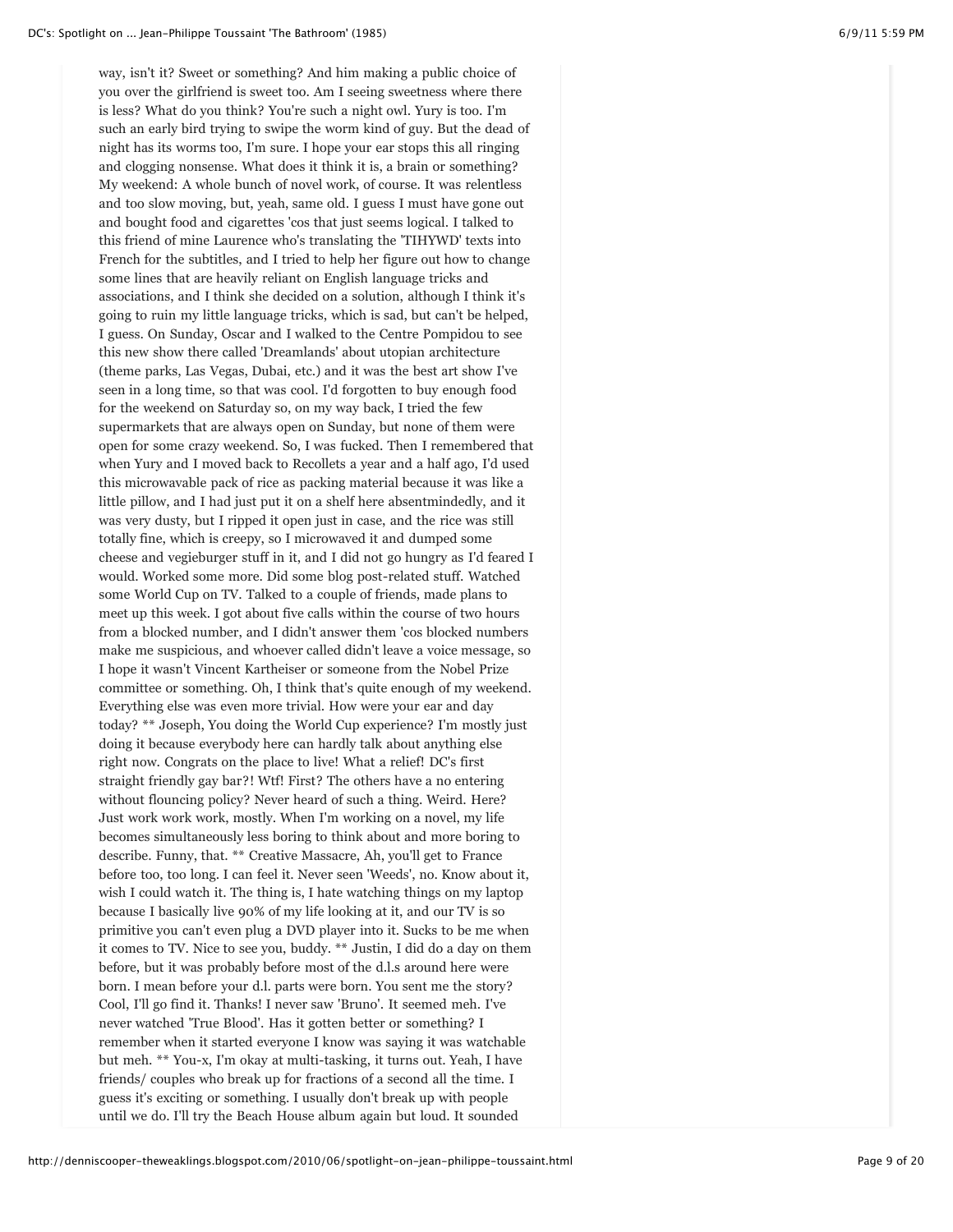way, isn't it? Sweet or something? And him making a public choice of you over the girlfriend is sweet too. Am I seeing sweetness where there is less? What do you think? You're such a night owl. Yury is too. I'm such an early bird trying to swipe the worm kind of guy. But the dead of night has its worms too, I'm sure. I hope your ear stops this all ringing and clogging nonsense. What does it think it is, a brain or something? My weekend: A whole bunch of novel work, of course. It was relentless and too slow moving, but, yeah, same old. I guess I must have gone out and bought food and cigarettes 'cos that just seems logical. I talked to this friend of mine Laurence who's translating the 'TIHYWD' texts into French for the subtitles, and I tried to help her figure out how to change some lines that are heavily reliant on English language tricks and associations, and I think she decided on a solution, although I think it's going to ruin my little language tricks, which is sad, but can't be helped, I guess. On Sunday, Oscar and I walked to the Centre Pompidou to see this new show there called 'Dreamlands' about utopian architecture (theme parks, Las Vegas, Dubai, etc.) and it was the best art show I've seen in a long time, so that was cool. I'd forgotten to buy enough food for the weekend on Saturday so, on my way back, I tried the few supermarkets that are always open on Sunday, but none of them were open for some crazy weekend. So, I was fucked. Then I remembered that when Yury and I moved back to Recollets a year and a half ago, I'd used this microwavable pack of rice as packing material because it was like a little pillow, and I had just put it on a shelf here absentmindedly, and it was very dusty, but I ripped it open just in case, and the rice was still totally fine, which is creepy, so I microwaved it and dumped some cheese and vegieburger stuff in it, and I did not go hungry as I'd feared I would. Worked some more. Did some blog post-related stuff. Watched some World Cup on TV. Talked to a couple of friends, made plans to meet up this week. I got about five calls within the course of two hours from a blocked number, and I didn't answer them 'cos blocked numbers make me suspicious, and whoever called didn't leave a voice message, so I hope it wasn't Vincent Kartheiser or someone from the Nobel Prize committee or something. Oh, I think that's quite enough of my weekend. Everything else was even more trivial. How were your ear and day today? ** Joseph, You doing the World Cup experience? I'm mostly just doing it because everybody here can hardly talk about anything else right now. Congrats on the place to live! What a relief! DC's first straight friendly gay bar?! Wtf! First? The others have a no entering without flouncing policy? Never heard of such a thing. Weird. Here? Just work work work, mostly. When I'm working on a novel, my life becomes simultaneously less boring to think about and more boring to describe. Funny, that. ** Creative Massacre, Ah, you'll get to France before too, too long. I can feel it. Never seen 'Weeds', no. Know about it, wish I could watch it. The thing is, I hate watching things on my laptop because I basically live 90% of my life looking at it, and our TV is so primitive you can't even plug a DVD player into it. Sucks to be me when it comes to TV. Nice to see you, buddy. ** Justin, I did do a day on them before, but it was probably before most of the d.l.s around here were born. I mean before your d.l. parts were born. You sent me the story? Cool, I'll go find it. Thanks! I never saw 'Bruno'. It seemed meh. I've never watched 'True Blood'. Has it gotten better or something? I remember when it started everyone I know was saying it was watchable but meh. ** You-x, I'm okay at multi-tasking, it turns out. Yeah, I have friends/ couples who break up for fractions of a second all the time. I guess it's exciting or something. I usually don't break up with people until we do. I'll try the Beach House album again but loud. It sounded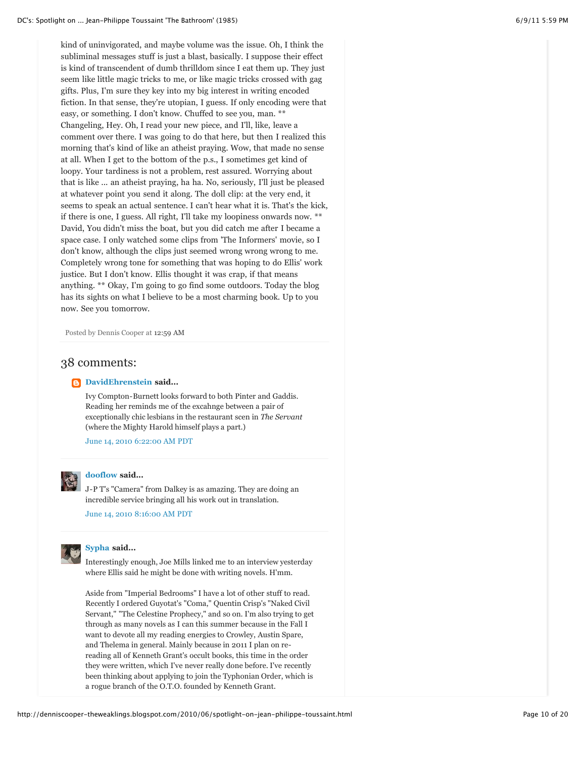kind of uninvigorated, and maybe volume was the issue. Oh, I think the subliminal messages stuff is just a blast, basically. I suppose their effect is kind of transcendent of dumb thrilldom since I eat them up. They just seem like little magic tricks to me, or like magic tricks crossed with gag gifts. Plus, I'm sure they key into my big interest in writing encoded fiction. In that sense, they're utopian, I guess. If only encoding were that easy, or something. I don't know. Chuffed to see you, man. ** Changeling, Hey. Oh, I read your new piece, and I'll, like, leave a comment over there. I was going to do that here, but then I realized this morning that's kind of like an atheist praying. Wow, that made no sense at all. When I get to the bottom of the p.s., I sometimes get kind of loopy. Your tardiness is not a problem, rest assured. Worrying about that is like ... an atheist praying, ha ha. No, seriously, I'll just be pleased at whatever point you send it along. The doll clip: at the very end, it seems to speak an actual sentence. I can't hear what it is. That's the kick, if there is one, I guess. All right, I'll take my loopiness onwards now. ** David, You didn't miss the boat, but you did catch me after I became a space case. I only watched some clips from 'The Informers' movie, so I don't know, although the clips just seemed wrong wrong wrong to me. Completely wrong tone for something that was hoping to do Ellis' work justice. But I don't know. Ellis thought it was crap, if that means anything. ** Okay, I'm going to go find some outdoors. Today the blog has its sights on what I believe to be a most charming book. Up to you now. See you tomorrow.

Posted by Dennis Cooper at 12:59 AM

## 38 comments:

**DavidEhrenstein said...**

Ivy Compton-Burnett looks forward to both Pinter and Gaddis. Reading her reminds me of the excahnge between a pair of exceptionally chic lesbians in the restaurant scen in *The Servant* (where the Mighty Harold himself plays a part.)

June 14, 2010 6:22:00 AM PDT

**dooflow said...**

J-P T's "Camera" from Dalkey is as amazing. They are doing an incredible service bringing all his work out in translation.

June 14, 2010 8:16:00 AM PDT

**Sypha said...**

Interestingly enough, Joe Mills linked me to an interview yesterday where Ellis said he might be done with writing novels. H'mm.

Aside from "Imperial Bedrooms" I have a lot of other stuff to read. Recently I ordered Guyotat's "Coma," Quentin Crisp's "Naked Civil Servant," "The Celestine Prophecy," and so on. I'm also trying to get through as many novels as I can this summer because in the Fall I want to devote all my reading energies to Crowley, Austin Spare, and Thelema in general. Mainly because in 2011 I plan on re-reading all of Kenneth Grant's occult books, this time in the order they were written, which I've never really done before. I've recently been thinking about applying to join the Typhonian Order, which is a rogue branch of the O.T.O. founded by Kenneth Grant.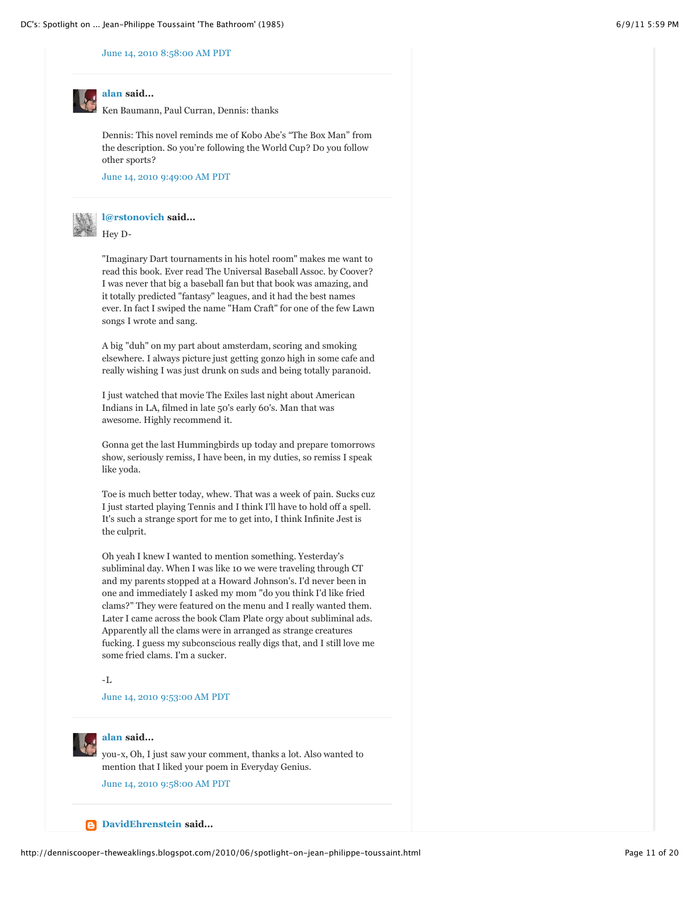June 14, 2010 8:58:00 AM PDT

**alan said...**

Ken Baumann, Paul Curran, Dennis: thanks

Dennis: This novel reminds me of Kobo Abe's "The Box Man" from the description. So you're following the World Cup? Do you follow other sports?

June 14, 2010 9:49:00 AM PDT

**l@rstonovich said...**

Hey D-

"Imaginary Dart tournaments in his hotel room" makes me want to read this book. Ever read The Universal Baseball Assoc. by Coover? I was never that big a baseball fan but that book was amazing, and it totally predicted "fantasy" leagues, and it had the best names ever. In fact I swiped the name "Ham Craft" for one of the few Lawn songs I wrote and sang.

A big "duh" on my part about amsterdam, scoring and smoking elsewhere. I always picture just getting gonzo high in some cafe and really wishing I was just drunk on suds and being totally paranoid.

I just watched that movie The Exiles last night about American Indians in LA, filmed in late 50's early 60's. Man that was awesome. Highly recommend it.

Gonna get the last Hummingbirds up today and prepare tomorrows show, seriously remiss, I have been, in my duties, so remiss I speak like yoda.

Toe is much better today, whew. That was a week of pain. Sucks cuz I just started playing Tennis and I think I'll have to hold off a spell. It's such a strange sport for me to get into, I think Infinite Jest is the culprit.

Oh yeah I knew I wanted to mention something. Yesterday's subliminal day. When I was like 10 we were traveling through CT and my parents stopped at a Howard Johnson's. I'd never been in one and immediately I asked my mom "do you think I'd like fried clams?" They were featured on the menu and I really wanted them. Later I came across the book Clam Plate orgy about subliminal ads. Apparently all the clams were in arranged as strange creatures fucking. I guess my subconscious really digs that, and I still love me some fried clams. I'm a sucker.

-L

June 14, 2010 9:53:00 AM PDT

**alan said...**

you-x, Oh, I just saw your comment, thanks a lot. Also wanted to mention that I liked your poem in Everyday Genius.

June 14, 2010 9:58:00 AM PDT

**DavidEhrenstein said...**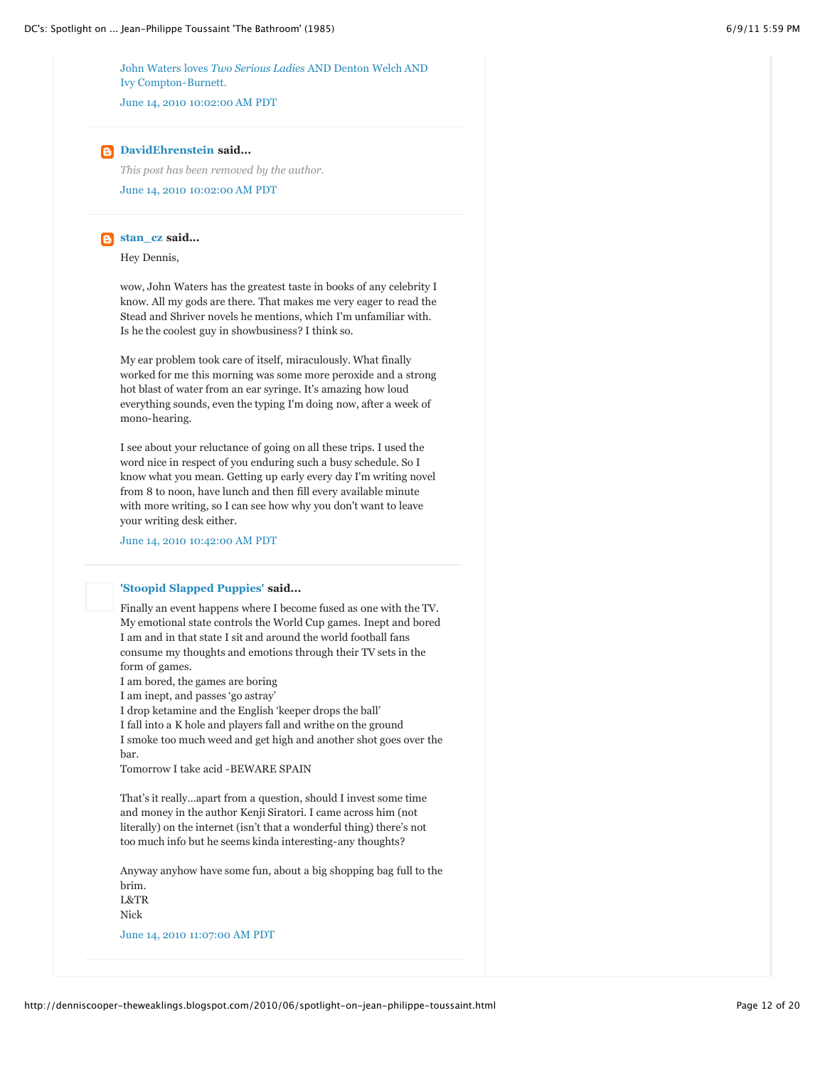John Waters loves *Two Serious Ladies* AND Denton Welch AND Ivy Compton-Burnett.

June 14, 2010 10:02:00 AM PDT

---

**DavidEhrenstein said...**

*This post has been removed by the author.*

June 14, 2010 10:02:00 AM PDT

---

**stan_cz said...**

Hey Dennis,

wow, John Waters has the greatest taste in books of any celebrity I know. All my gods are there. That makes me very eager to read the Stead and Shriver novels he mentions, which I'm unfamiliar with. Is he the coolest guy in showbusiness? I think so.

My ear problem took care of itself, miraculously. What finally worked for me this morning was some more peroxide and a strong hot blast of water from an ear syringe. It's amazing how loud everything sounds, even the typing I'm doing now, after a week of mono-hearing.

I see about your reluctance of going on all these trips. I used the word nice in respect of you enduring such a busy schedule. So I know what you mean. Getting up early every day I'm writing novel from 8 to noon, have lunch and then fill every available minute with more writing, so I can see how why you don't want to leave your writing desk either.

June 14, 2010 10:42:00 AM PDT

---

**'Stoopid Slapped Puppies' said...**

Finally an event happens where I become fused as one with the TV. My emotional state controls the World Cup games. Inept and bored I am and in that state I sit and around the world football fans consume my thoughts and emotions through their TV sets in the form of games.
I am bored, the games are boring
I am inept, and passes 'go astray'
I drop ketamine and the English 'keeper drops the ball'
I fall into a K hole and players fall and writhe on the ground
I smoke too much weed and get high and another shot goes over the bar.
Tomorrow I take acid -BEWARE SPAIN

That's it really...apart from a question, should I invest some time and money in the author Kenji Siratori. I came across him (not literally) on the internet (isn't that a wonderful thing) there's not too much info but he seems kinda interesting-any thoughts?

Anyway anyhow have some fun, about a big shopping bag full to the brim.
L&TR
Nick

June 14, 2010 11:07:00 AM PDT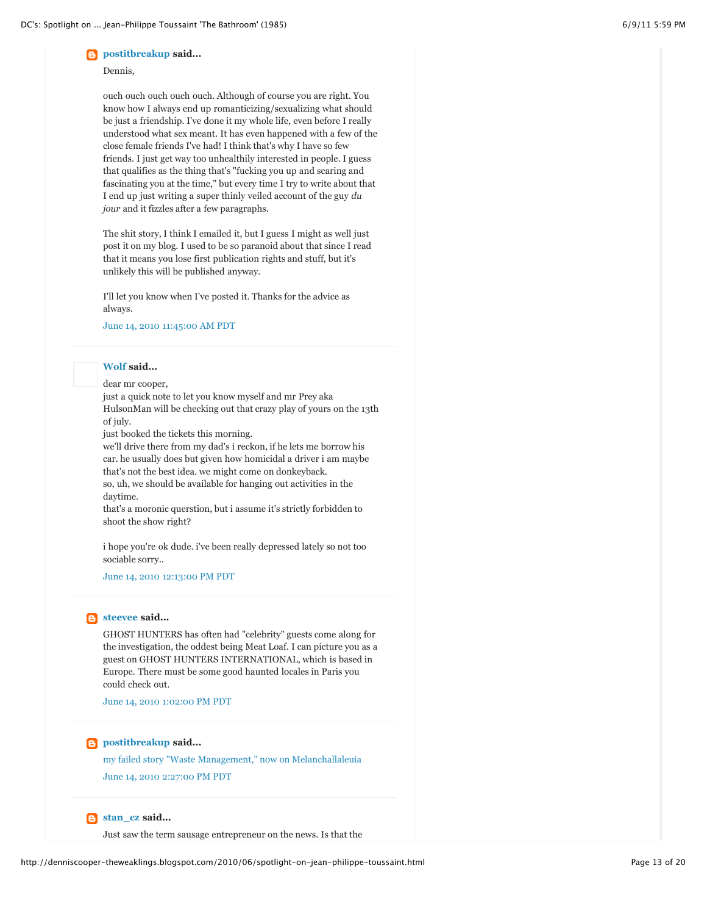**postitbreakup** said...

Dennis,

ouch ouch ouch ouch ouch. Although of course you are right. You know how I always end up romanticizing/sexualizing what should be just a friendship. I've done it my whole life, even before I really understood what sex meant. It has even happened with a few of the close female friends I've had! I think that's why I have so few friends. I just get way too unhealthily interested in people. I guess that qualifies as the thing that's "fucking you up and scaring and fascinating you at the time," but every time I try to write about that I end up just writing a super thinly veiled account of the guy *du jour* and it fizzles after a few paragraphs.

The shit story, I think I emailed it, but I guess I might as well just post it on my blog. I used to be so paranoid about that since I read that it means you lose first publication rights and stuff, but it's unlikely this will be published anyway.

I'll let you know when I've posted it. Thanks for the advice as always.

June 14, 2010 11:45:00 AM PDT

---

**Wolf** said...

dear mr cooper,
just a quick note to let you know myself and mr Prey aka HulsonMan will be checking out that crazy play of yours on the 13th of july.
just booked the tickets this morning.
we'll drive there from my dad's i reckon, if he lets me borrow his car. he usually does but given how homicidal a driver i am maybe that's not the best idea. we might come on donkeyback.
so, uh, we should be available for hanging out activities in the daytime.
that's a moronic querstion, but i assume it's strictly forbidden to shoot the show right?

i hope you're ok dude. i've been really depressed lately so not too sociable sorry..

June 14, 2010 12:13:00 PM PDT

---

**steevee** said...

GHOST HUNTERS has often had "celebrity" guests come along for the investigation, the oddest being Meat Loaf. I can picture you as a guest on GHOST HUNTERS INTERNATIONAL, which is based in Europe. There must be some good haunted locales in Paris you could check out.

June 14, 2010 1:02:00 PM PDT

---

**postitbreakup** said...

my failed story "Waste Management," now on Melanchallaleuia

June 14, 2010 2:27:00 PM PDT

---

**stan_cz** said...

Just saw the term sausage entrepreneur on the news. Is that the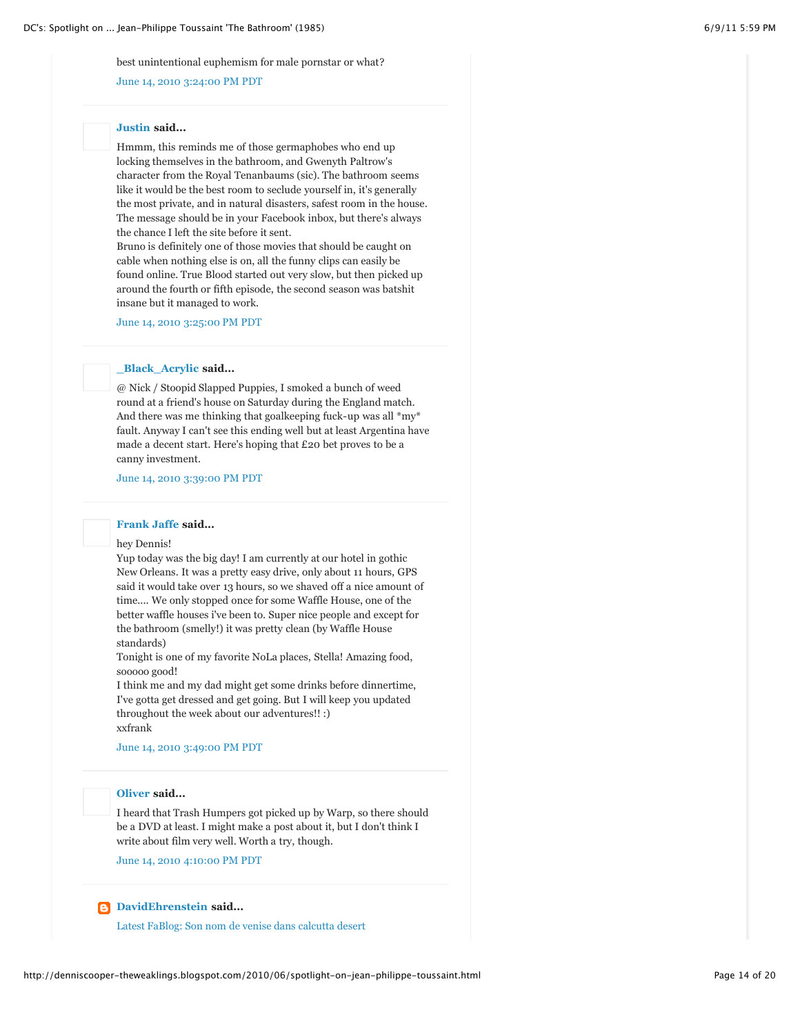best unintentional euphemism for male pornstar or what?

June 14, 2010 3:24:00 PM PDT

---

**Justin** said...

Hmmm, this reminds me of those germaphobes who end up locking themselves in the bathroom, and Gwenyth Paltrow's character from the Royal Tenanbaums (sic). The bathroom seems like it would be the best room to seclude yourself in, it's generally the most private, and in natural disasters, safest room in the house. The message should be in your Facebook inbox, but there's always the chance I left the site before it sent.
Bruno is definitely one of those movies that should be caught on cable when nothing else is on, all the funny clips can easily be found online. True Blood started out very slow, but then picked up around the fourth or fifth episode, the second season was batshit insane but it managed to work.

June 14, 2010 3:25:00 PM PDT

---

**_Black_Acrylic** said...

@ Nick / Stoopid Slapped Puppies, I smoked a bunch of weed round at a friend's house on Saturday during the England match. And there was me thinking that goalkeeping fuck-up was all *my* fault. Anyway I can't see this ending well but at least Argentina have made a decent start. Here's hoping that £20 bet proves to be a canny investment.

June 14, 2010 3:39:00 PM PDT

---

**Frank Jaffe** said...

hey Dennis!
Yup today was the big day! I am currently at our hotel in gothic New Orleans. It was a pretty easy drive, only about 11 hours, GPS said it would take over 13 hours, so we shaved off a nice amount of time.... We only stopped once for some Waffle House, one of the better waffle houses i've been to. Super nice people and except for the bathroom (smelly!) it was pretty clean (by Waffle House standards)
Tonight is one of my favorite NoLa places, Stella! Amazing food, sooooo good!
I think me and my dad might get some drinks before dinnertime, I've gotta get dressed and get going. But I will keep you updated throughout the week about our adventures!! :)
xxfrank

June 14, 2010 3:49:00 PM PDT

---

**Oliver** said...

I heard that Trash Humpers got picked up by Warp, so there should be a DVD at least. I might make a post about it, but I don't think I write about film very well. Worth a try, though.

June 14, 2010 4:10:00 PM PDT

---

**DavidEhrenstein** said...

Latest FaBlog: Son nom de venise dans calcutta desert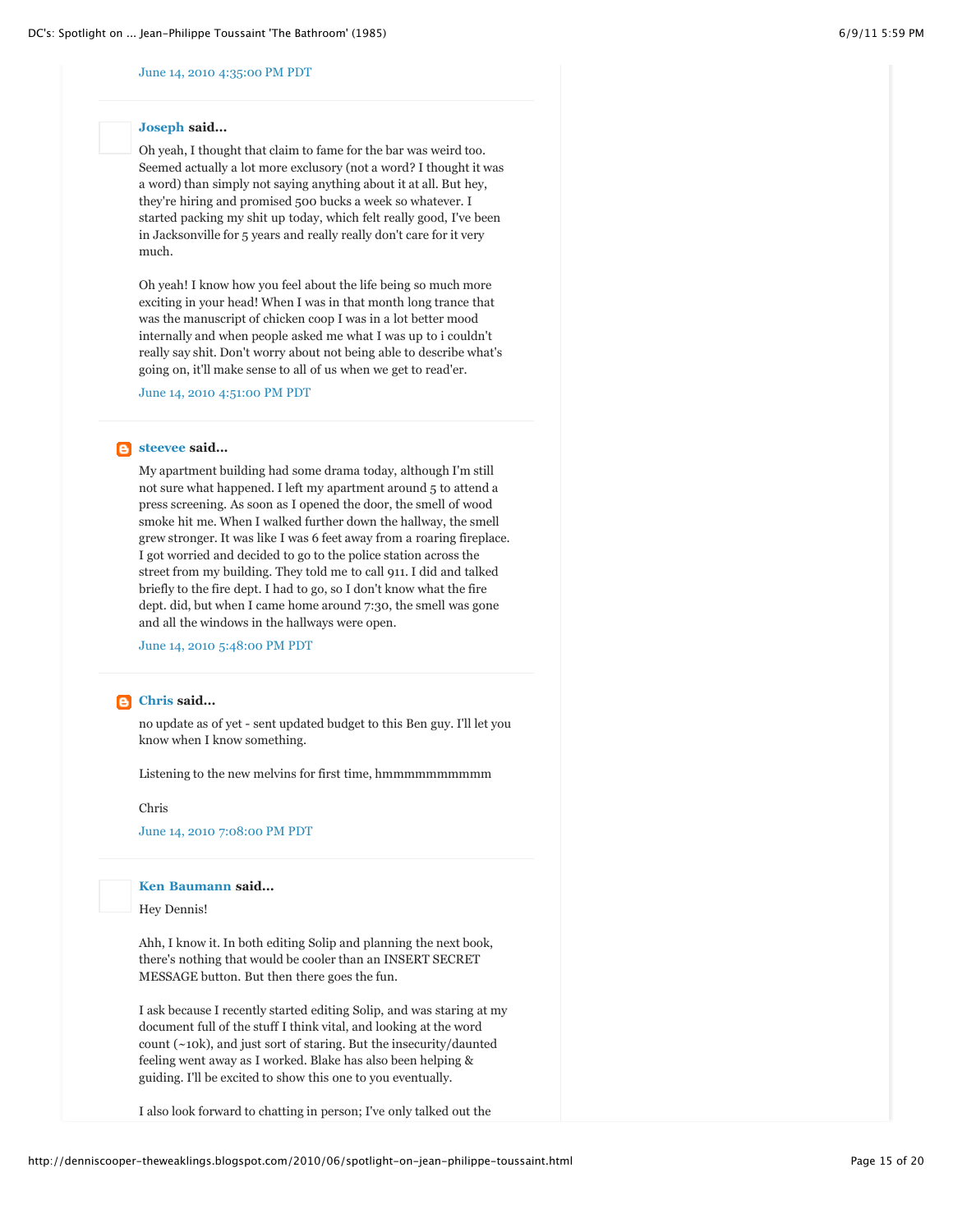June 14, 2010 4:35:00 PM PDT

**Joseph** said...

Oh yeah, I thought that claim to fame for the bar was weird too. Seemed actually a lot more exclusory (not a word? I thought it was a word) than simply not saying anything about it at all. But hey, they're hiring and promised 500 bucks a week so whatever. I started packing my shit up today, which felt really good, I've been in Jacksonville for 5 years and really really don't care for it very much.

Oh yeah! I know how you feel about the life being so much more exciting in your head! When I was in that month long trance that was the manuscript of chicken coop I was in a lot better mood internally and when people asked me what I was up to i couldn't really say shit. Don't worry about not being able to describe what's going on, it'll make sense to all of us when we get to read'er.

June 14, 2010 4:51:00 PM PDT

**steevee** said...

My apartment building had some drama today, although I'm still not sure what happened. I left my apartment around 5 to attend a press screening. As soon as I opened the door, the smell of wood smoke hit me. When I walked further down the hallway, the smell grew stronger. It was like I was 6 feet away from a roaring fireplace. I got worried and decided to go to the police station across the street from my building. They told me to call 911. I did and talked briefly to the fire dept. I had to go, so I don't know what the fire dept. did, but when I came home around 7:30, the smell was gone and all the windows in the hallways were open.

June 14, 2010 5:48:00 PM PDT

**Chris** said...

no update as of yet - sent updated budget to this Ben guy. I'll let you know when I know something.

Listening to the new melvins for first time, hmmmmmmmmmm

Chris

June 14, 2010 7:08:00 PM PDT

**Ken Baumann** said...

Hey Dennis!

Ahh, I know it. In both editing Solip and planning the next book, there's nothing that would be cooler than an INSERT SECRET MESSAGE button. But then there goes the fun.

I ask because I recently started editing Solip, and was staring at my document full of the stuff I think vital, and looking at the word count (~10k), and just sort of staring. But the insecurity/daunted feeling went away as I worked. Blake has also been helping & guiding. I'll be excited to show this one to you eventually.

I also look forward to chatting in person; I've only talked out the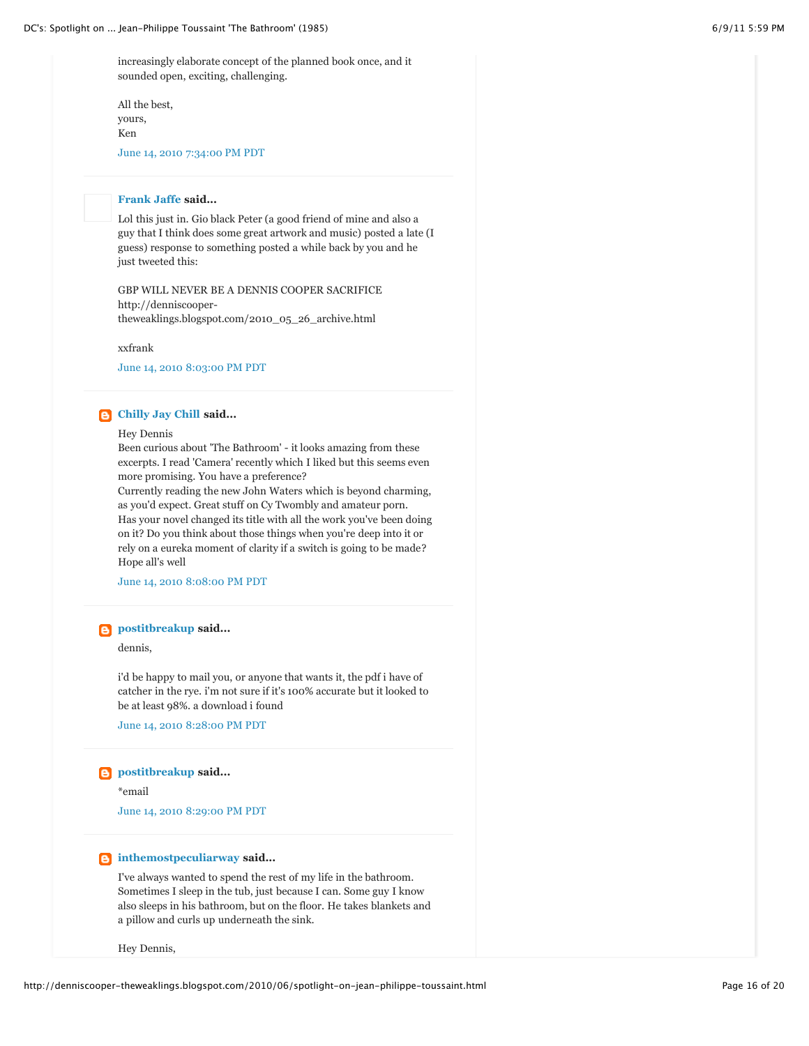increasingly elaborate concept of the planned book once, and it sounded open, exciting, challenging.

All the best,
yours,
Ken

June 14, 2010 7:34:00 PM PDT

---

**Frank Jaffe said...**

Lol this just in. Gio black Peter (a good friend of mine and also a guy that I think does some great artwork and music) posted a late (I guess) response to something posted a while back by you and he just tweeted this:

GBP WILL NEVER BE A DENNIS COOPER SACRIFICE
http://denniscooper-theweaklings.blogspot.com/2010_05_26_archive.html

xxfrank

June 14, 2010 8:03:00 PM PDT

---

**Chilly Jay Chill said...**

Hey Dennis
Been curious about 'The Bathroom' - it looks amazing from these excerpts. I read 'Camera' recently which I liked but this seems even more promising. You have a preference?
Currently reading the new John Waters which is beyond charming, as you'd expect. Great stuff on Cy Twombly and amateur porn.
Has your novel changed its title with all the work you've been doing on it? Do you think about those things when you're deep into it or rely on a eureka moment of clarity if a switch is going to be made?
Hope all's well

June 14, 2010 8:08:00 PM PDT

---

**postitbreakup said...**

dennis,

i'd be happy to mail you, or anyone that wants it, the pdf i have of catcher in the rye. i'm not sure if it's 100% accurate but it looked to be at least 98%. a download i found

June 14, 2010 8:28:00 PM PDT

---

**postitbreakup said...**

*email

June 14, 2010 8:29:00 PM PDT

---

**inthemostpeculiarway said...**

I've always wanted to spend the rest of my life in the bathroom. Sometimes I sleep in the tub, just because I can. Some guy I know also sleeps in his bathroom, but on the floor. He takes blankets and a pillow and curls up underneath the sink.

Hey Dennis,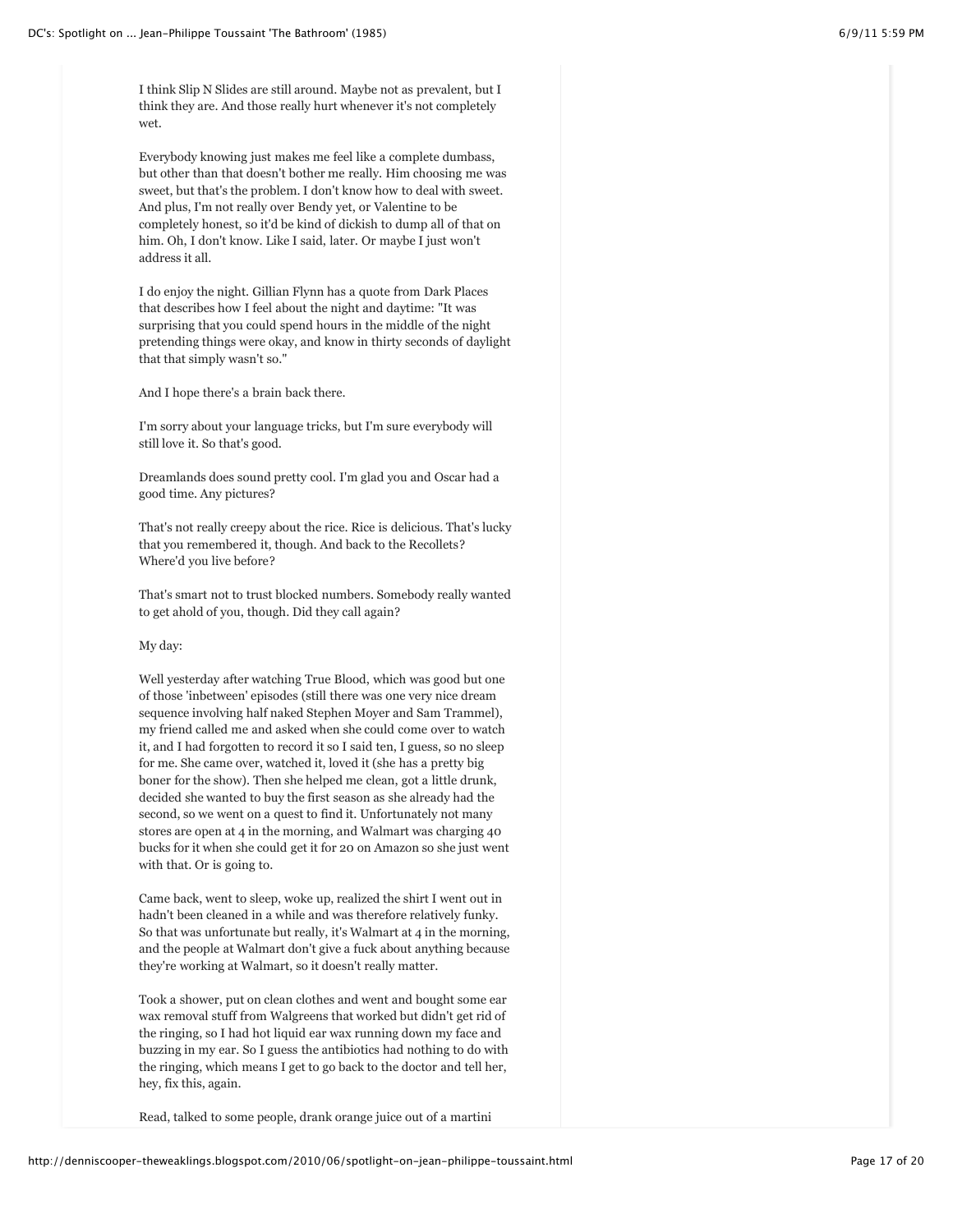I think Slip N Slides are still around. Maybe not as prevalent, but I think they are. And those really hurt whenever it's not completely wet.

Everybody knowing just makes me feel like a complete dumbass, but other than that doesn't bother me really. Him choosing me was sweet, but that's the problem. I don't know how to deal with sweet. And plus, I'm not really over Bendy yet, or Valentine to be completely honest, so it'd be kind of dickish to dump all of that on him. Oh, I don't know. Like I said, later. Or maybe I just won't address it all.

I do enjoy the night. Gillian Flynn has a quote from Dark Places that describes how I feel about the night and daytime: "It was surprising that you could spend hours in the middle of the night pretending things were okay, and know in thirty seconds of daylight that that simply wasn't so."

And I hope there's a brain back there.

I'm sorry about your language tricks, but I'm sure everybody will still love it. So that's good.

Dreamlands does sound pretty cool. I'm glad you and Oscar had a good time. Any pictures?

That's not really creepy about the rice. Rice is delicious. That's lucky that you remembered it, though. And back to the Recollets? Where'd you live before?

That's smart not to trust blocked numbers. Somebody really wanted to get ahold of you, though. Did they call again?

My day:

Well yesterday after watching True Blood, which was good but one of those 'inbetween' episodes (still there was one very nice dream sequence involving half naked Stephen Moyer and Sam Trammel), my friend called me and asked when she could come over to watch it, and I had forgotten to record it so I said ten, I guess, so no sleep for me. She came over, watched it, loved it (she has a pretty big boner for the show). Then she helped me clean, got a little drunk, decided she wanted to buy the first season as she already had the second, so we went on a quest to find it. Unfortunately not many stores are open at 4 in the morning, and Walmart was charging 40 bucks for it when she could get it for 20 on Amazon so she just went with that. Or is going to.

Came back, went to sleep, woke up, realized the shirt I went out in hadn't been cleaned in a while and was therefore relatively funky. So that was unfortunate but really, it's Walmart at 4 in the morning, and the people at Walmart don't give a fuck about anything because they're working at Walmart, so it doesn't really matter.

Took a shower, put on clean clothes and went and bought some ear wax removal stuff from Walgreens that worked but didn't get rid of the ringing, so I had hot liquid ear wax running down my face and buzzing in my ear. So I guess the antibiotics had nothing to do with the ringing, which means I get to go back to the doctor and tell her, hey, fix this, again.

Read, talked to some people, drank orange juice out of a martini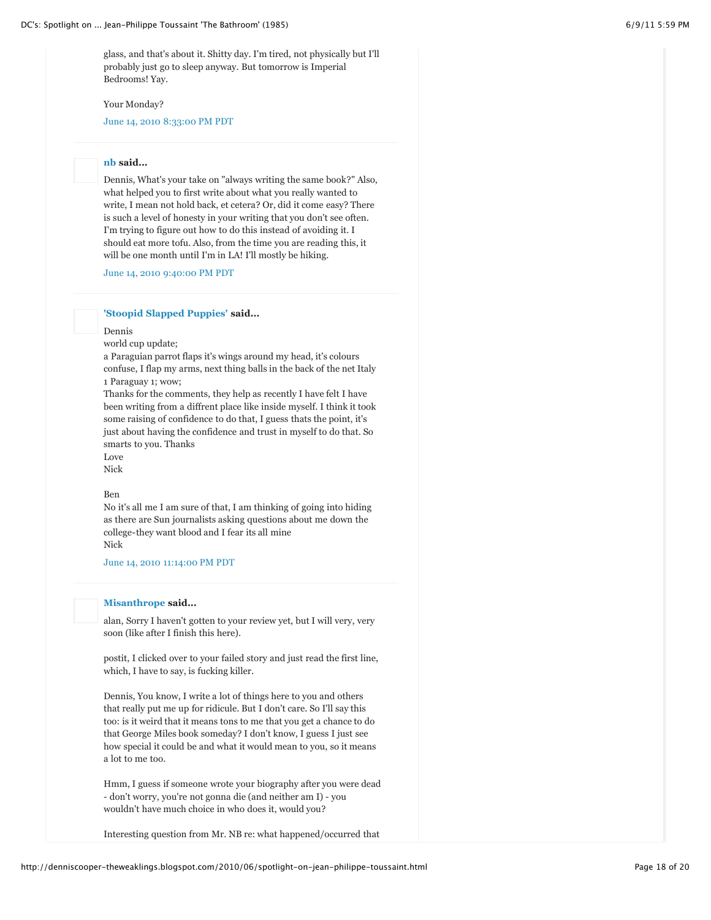glass, and that's about it. Shitty day. I'm tired, not physically but I'll probably just go to sleep anyway. But tomorrow is Imperial Bedrooms! Yay.

Your Monday?

June 14, 2010 8:33:00 PM PDT

---

**nb said...**

Dennis, What's your take on "always writing the same book?" Also, what helped you to first write about what you really wanted to write, I mean not hold back, et cetera? Or, did it come easy? There is such a level of honesty in your writing that you don't see often. I'm trying to figure out how to do this instead of avoiding it. I should eat more tofu. Also, from the time you are reading this, it will be one month until I'm in LA! I'll mostly be hiking.

June 14, 2010 9:40:00 PM PDT

---

**'Stoopid Slapped Puppies' said...**

Dennis
world cup update;
a Paraguian parrot flaps it's wings around my head, it's colours confuse, I flap my arms, next thing balls in the back of the net Italy 1 Paraguay 1; wow;
Thanks for the comments, they help as recently I have felt I have been writing from a diffrent place like inside myself. I think it took some raising of confidence to do that, I guess thats the point, it's just about having the confidence and trust in myself to do that. So smarts to you. Thanks
Love
Nick

Ben
No it's all me I am sure of that, I am thinking of going into hiding as there are Sun journalists asking questions about me down the college-they want blood and I fear its all mine
Nick

June 14, 2010 11:14:00 PM PDT

---

**Misanthrope said...**

alan, Sorry I haven't gotten to your review yet, but I will very, very soon (like after I finish this here).

postit, I clicked over to your failed story and just read the first line, which, I have to say, is fucking killer.

Dennis, You know, I write a lot of things here to you and others that really put me up for ridicule. But I don't care. So I'll say this too: is it weird that it means tons to me that you get a chance to do that George Miles book someday? I don't know, I guess I just see how special it could be and what it would mean to you, so it means a lot to me too.

Hmm, I guess if someone wrote your biography after you were dead - don't worry, you're not gonna die (and neither am I) - you wouldn't have much choice in who does it, would you?

Interesting question from Mr. NB re: what happened/occurred that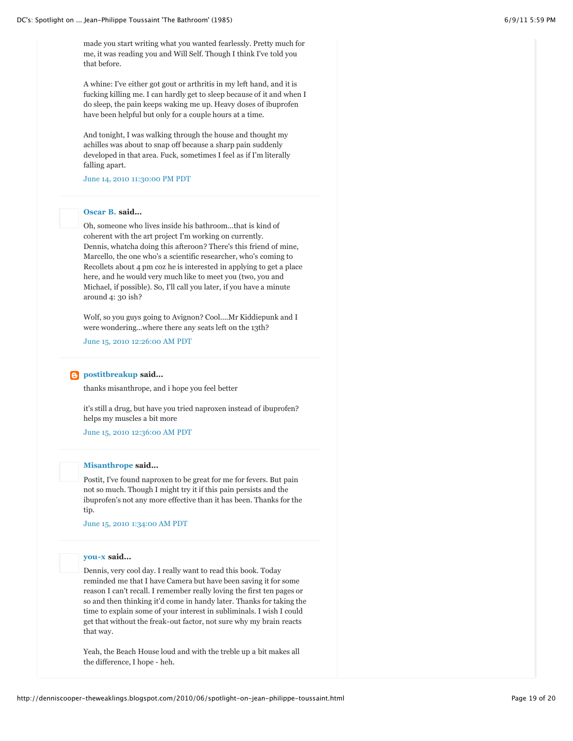made you start writing what you wanted fearlessly. Pretty much for me, it was reading you and Will Self. Though I think I've told you that before.

A whine: I've either got gout or arthritis in my left hand, and it is fucking killing me. I can hardly get to sleep because of it and when I do sleep, the pain keeps waking me up. Heavy doses of ibuprofen have been helpful but only for a couple hours at a time.

And tonight, I was walking through the house and thought my achilles was about to snap off because a sharp pain suddenly developed in that area. Fuck, sometimes I feel as if I'm literally falling apart.

June 14, 2010 11:30:00 PM PDT

---

**Oscar B. said...**

Oh, someone who lives inside his bathroom...that is kind of coherent with the art project I'm working on currently.
Dennis, whatcha doing this afteroon? There's this friend of mine, Marcello, the one who's a scientific researcher, who's coming to Recollets about 4 pm coz he is interested in applying to get a place here, and he would very much like to meet you (two, you and Michael, if possible). So, I'll call you later, if you have a minute around 4: 30 ish?

Wolf, so you guys going to Avignon? Cool....Mr Kiddiepunk and I were wondering...where there any seats left on the 13th?

June 15, 2010 12:26:00 AM PDT

---

**postitbreakup said...**

thanks misanthrope, and i hope you feel better

it's still a drug, but have you tried naproxen instead of ibuprofen? helps my muscles a bit more

June 15, 2010 12:36:00 AM PDT

---

**Misanthrope said...**

Postit, I've found naproxen to be great for me for fevers. But pain not so much. Though I might try it if this pain persists and the ibuprofen's not any more effective than it has been. Thanks for the tip.

June 15, 2010 1:34:00 AM PDT

---

**you-x said...**

Dennis, very cool day. I really want to read this book. Today reminded me that I have Camera but have been saving it for some reason I can't recall. I remember really loving the first ten pages or so and then thinking it'd come in handy later. Thanks for taking the time to explain some of your interest in subliminals. I wish I could get that without the freak-out factor, not sure why my brain reacts that way.

Yeah, the Beach House loud and with the treble up a bit makes all the difference, I hope - heh.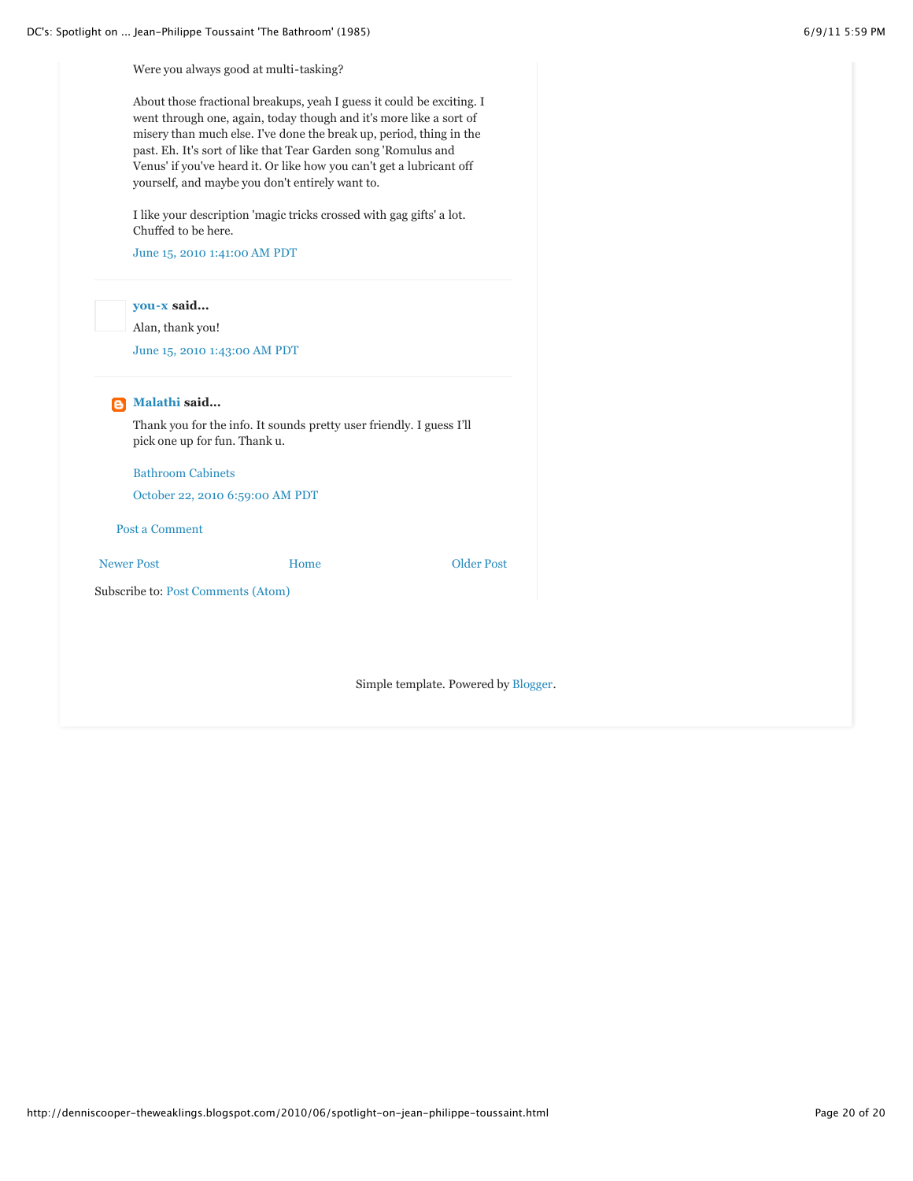Were you always good at multi-tasking?

About those fractional breakups, yeah I guess it could be exciting. I went through one, again, today though and it's more like a sort of misery than much else. I've done the break up, period, thing in the past. Eh. It's sort of like that Tear Garden song 'Romulus and Venus' if you've heard it. Or like how you can't get a lubricant off yourself, and maybe you don't entirely want to.

I like your description 'magic tricks crossed with gag gifts' a lot. Chuffed to be here.

June 15, 2010 1:41:00 AM PDT

---

**you-x said...**

Alan, thank you!

June 15, 2010 1:43:00 AM PDT

---

**Malathi said...**

Thank you for the info. It sounds pretty user friendly. I guess I'll pick one up for fun. Thank u.

Bathroom Cabinets

October 22, 2010 6:59:00 AM PDT

Post a Comment

Newer Post    Home    Older Post

Subscribe to: Post Comments (Atom)

Simple template. Powered by Blogger.